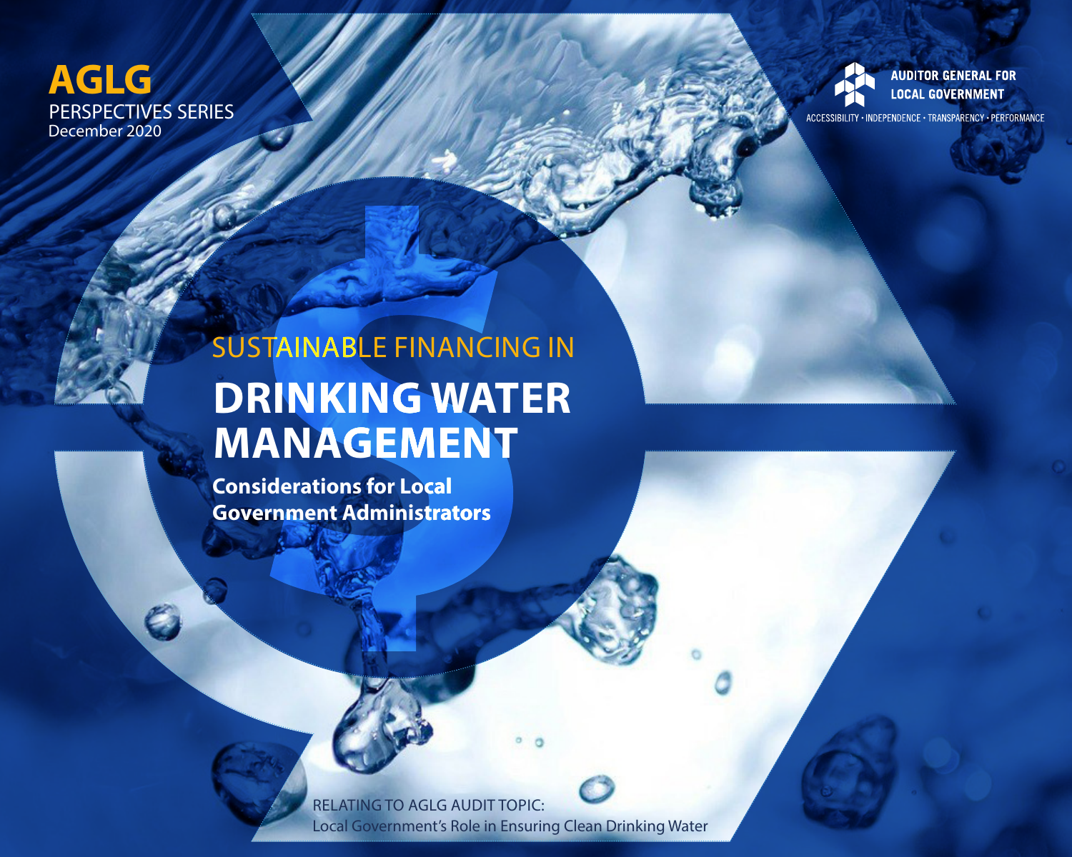**AGLG**
PERSPECTIVES SERIES
December 2020

AUDITOR GENERAL FOR LOCAL GOVERNMENT

ACCESSIBILITY • INDEPENDENCE • TRANSPARENCY • PERFORMANCE

SUSTAINABLE FINANCING IN

# DRINKING WATER MANAGEMENT

**Considerations for Local Government Administrators**

RELATING TO AGLG AUDIT TOPIC:
Local Government's Role in Ensuring Clean Drinking Water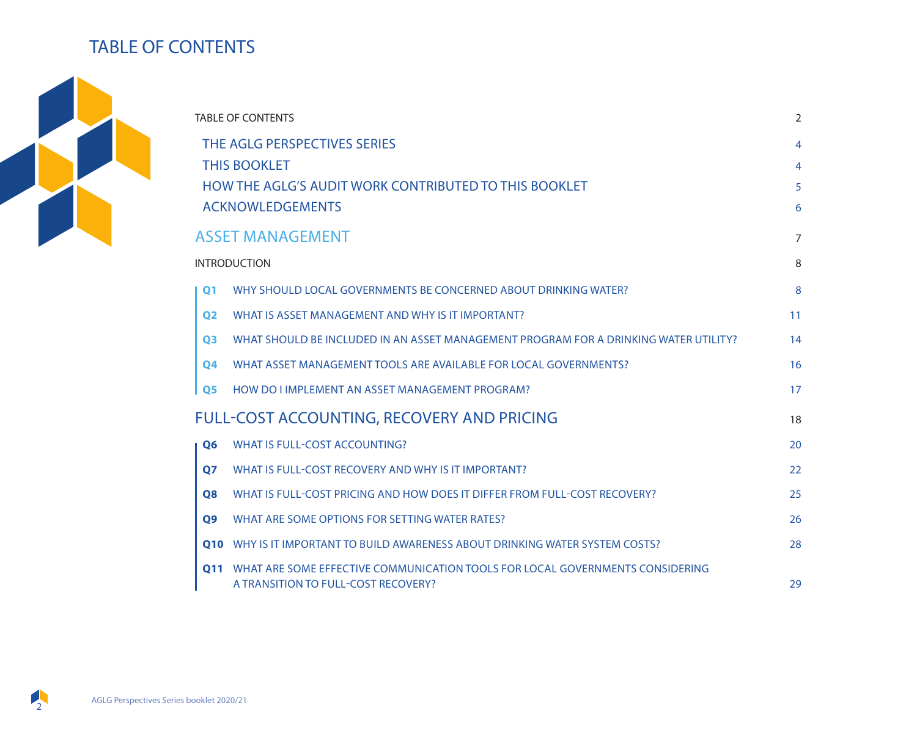# TABLE OF CONTENTS

| | |
|---|---|
| TABLE OF CONTENTS | 2 |
| THE AGLG PERSPECTIVES SERIES | 4 |
| THIS BOOKLET | 4 |
| HOW THE AGLG'S AUDIT WORK CONTRIBUTED TO THIS BOOKLET | 5 |
| ACKNOWLEDGEMENTS | 6 |
| **ASSET MANAGEMENT** | 7 |
| INTRODUCTION | 8 |
| **Q1** WHY SHOULD LOCAL GOVERNMENTS BE CONCERNED ABOUT DRINKING WATER? | 8 |
| **Q2** WHAT IS ASSET MANAGEMENT AND WHY IS IT IMPORTANT? | 11 |
| **Q3** WHAT SHOULD BE INCLUDED IN AN ASSET MANAGEMENT PROGRAM FOR A DRINKING WATER UTILITY? | 14 |
| **Q4** WHAT ASSET MANAGEMENT TOOLS ARE AVAILABLE FOR LOCAL GOVERNMENTS? | 16 |
| **Q5** HOW DO I IMPLEMENT AN ASSET MANAGEMENT PROGRAM? | 17 |
| **FULL-COST ACCOUNTING, RECOVERY AND PRICING** | 18 |
| **Q6** WHAT IS FULL-COST ACCOUNTING? | 20 |
| **Q7** WHAT IS FULL-COST RECOVERY AND WHY IS IT IMPORTANT? | 22 |
| **Q8** WHAT IS FULL-COST PRICING AND HOW DOES IT DIFFER FROM FULL-COST RECOVERY? | 25 |
| **Q9** WHAT ARE SOME OPTIONS FOR SETTING WATER RATES? | 26 |
| **Q10** WHY IS IT IMPORTANT TO BUILD AWARENESS ABOUT DRINKING WATER SYSTEM COSTS? | 28 |
| **Q11** WHAT ARE SOME EFFECTIVE COMMUNICATION TOOLS FOR LOCAL GOVERNMENTS CONSIDERING A TRANSITION TO FULL-COST RECOVERY? | 29 |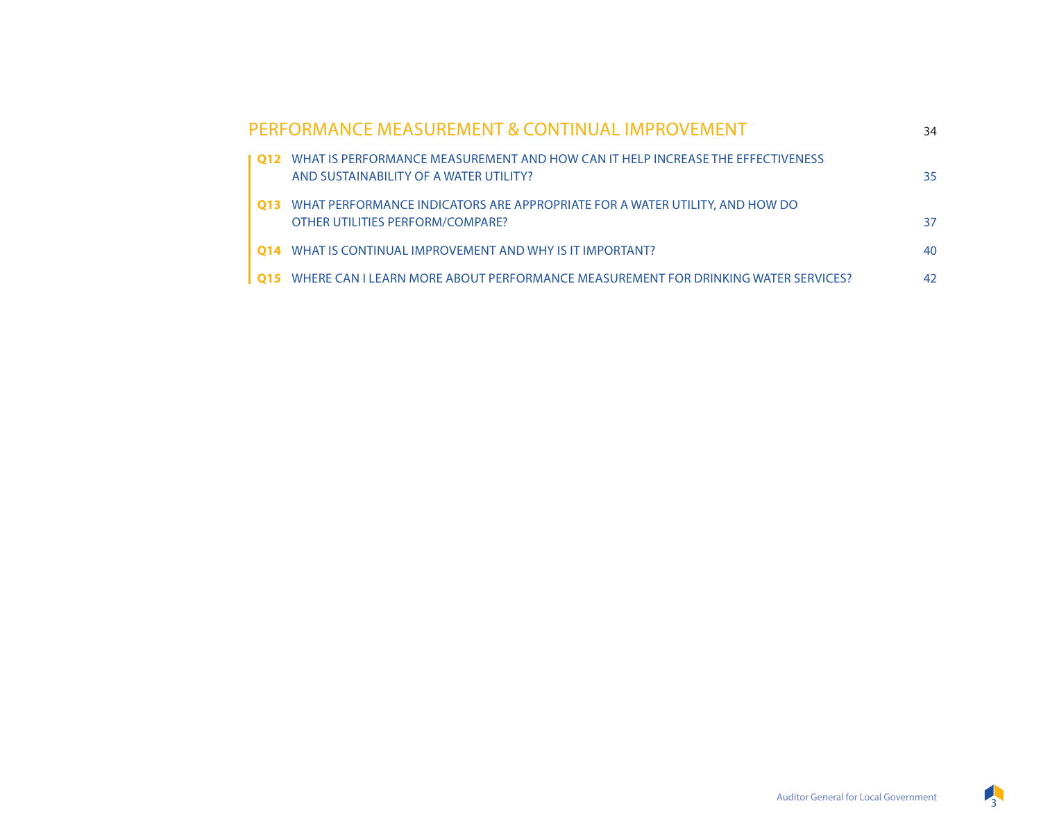## PERFORMANCE MEASUREMENT & CONTINUAL IMPROVEMENT 34

**Q12** WHAT IS PERFORMANCE MEASUREMENT AND HOW CAN IT HELP INCREASE THE EFFECTIVENESS AND SUSTAINABILITY OF A WATER UTILITY? 35

**Q13** WHAT PERFORMANCE INDICATORS ARE APPROPRIATE FOR A WATER UTILITY, AND HOW DO OTHER UTILITIES PERFORM/COMPARE? 37

**Q14** WHAT IS CONTINUAL IMPROVEMENT AND WHY IS IT IMPORTANT? 40

**Q15** WHERE CAN I LEARN MORE ABOUT PERFORMANCE MEASUREMENT FOR DRINKING WATER SERVICES? 42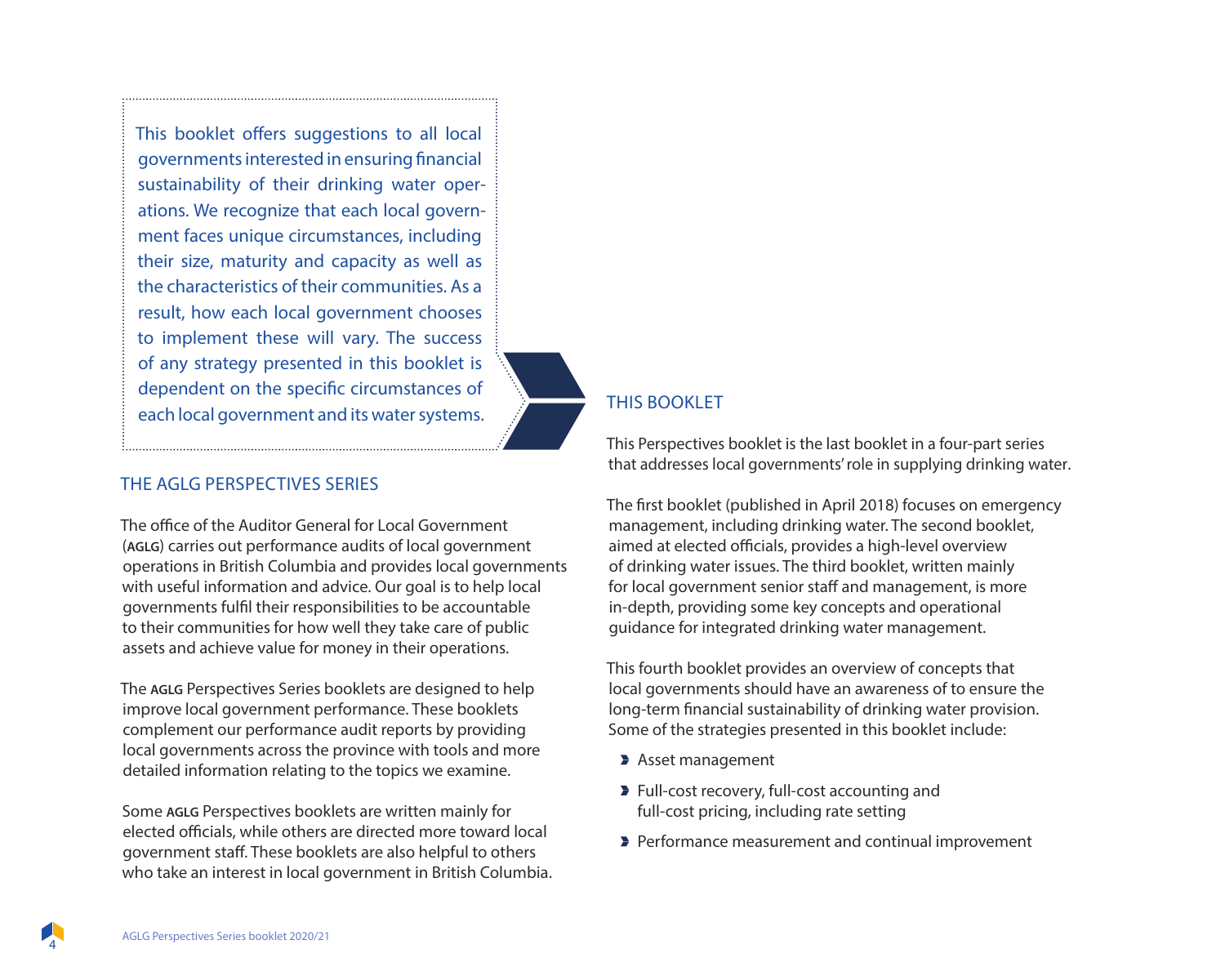This booklet offers suggestions to all local governments interested in ensuring financial sustainability of their drinking water operations. We recognize that each local government faces unique circumstances, including their size, maturity and capacity as well as the characteristics of their communities. As a result, how each local government chooses to implement these will vary. The success of any strategy presented in this booklet is dependent on the specific circumstances of each local government and its water systems.

## THE AGLG PERSPECTIVES SERIES

The office of the Auditor General for Local Government (**AGLG**) carries out performance audits of local government operations in British Columbia and provides local governments with useful information and advice. Our goal is to help local governments fulfil their responsibilities to be accountable to their communities for how well they take care of public assets and achieve value for money in their operations.

The **AGLG** Perspectives Series booklets are designed to help improve local government performance. These booklets complement our performance audit reports by providing local governments across the province with tools and more detailed information relating to the topics we examine.

Some **AGLG** Perspectives booklets are written mainly for elected officials, while others are directed more toward local government staff. These booklets are also helpful to others who take an interest in local government in British Columbia.

## THIS BOOKLET

This Perspectives booklet is the last booklet in a four-part series that addresses local governments' role in supplying drinking water.

The first booklet (published in April 2018) focuses on emergency management, including drinking water. The second booklet, aimed at elected officials, provides a high-level overview of drinking water issues. The third booklet, written mainly for local government senior staff and management, is more in-depth, providing some key concepts and operational guidance for integrated drinking water management.

This fourth booklet provides an overview of concepts that local governments should have an awareness of to ensure the long-term financial sustainability of drinking water provision. Some of the strategies presented in this booklet include:

- Asset management
- Full-cost recovery, full-cost accounting and full-cost pricing, including rate setting
- Performance measurement and continual improvement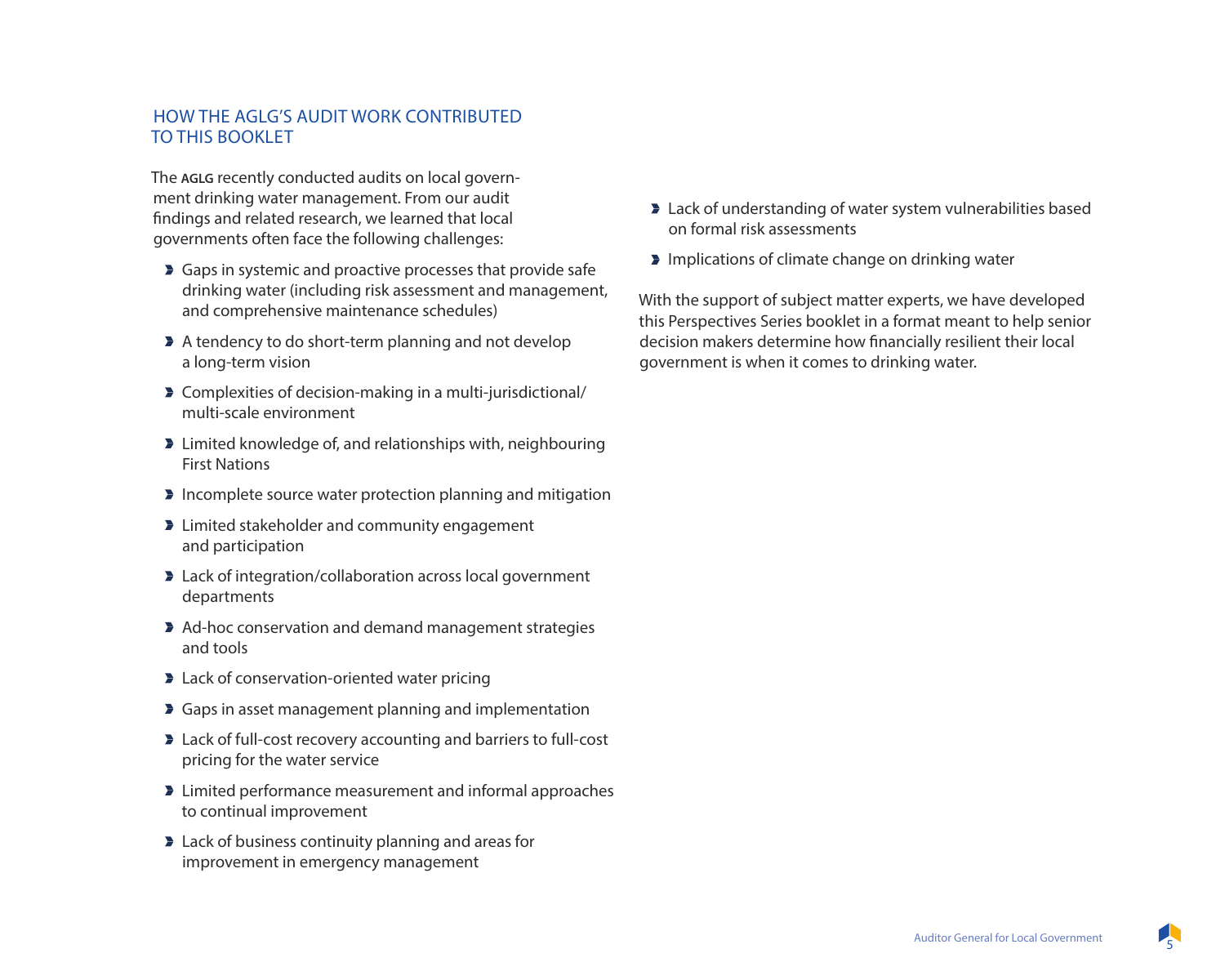## HOW THE AGLG'S AUDIT WORK CONTRIBUTED TO THIS BOOKLET

The **AGLG** recently conducted audits on local government drinking water management. From our audit findings and related research, we learned that local governments often face the following challenges:

- Gaps in systemic and proactive processes that provide safe drinking water (including risk assessment and management, and comprehensive maintenance schedules)
- A tendency to do short-term planning and not develop a long-term vision
- Complexities of decision-making in a multi-jurisdictional/multi-scale environment
- Limited knowledge of, and relationships with, neighbouring First Nations
- Incomplete source water protection planning and mitigation
- Limited stakeholder and community engagement and participation
- Lack of integration/collaboration across local government departments
- Ad-hoc conservation and demand management strategies and tools
- Lack of conservation-oriented water pricing
- Gaps in asset management planning and implementation
- Lack of full-cost recovery accounting and barriers to full-cost pricing for the water service
- Limited performance measurement and informal approaches to continual improvement
- Lack of business continuity planning and areas for improvement in emergency management
- Lack of understanding of water system vulnerabilities based on formal risk assessments
- Implications of climate change on drinking water

With the support of subject matter experts, we have developed this Perspectives Series booklet in a format meant to help senior decision makers determine how financially resilient their local government is when it comes to drinking water.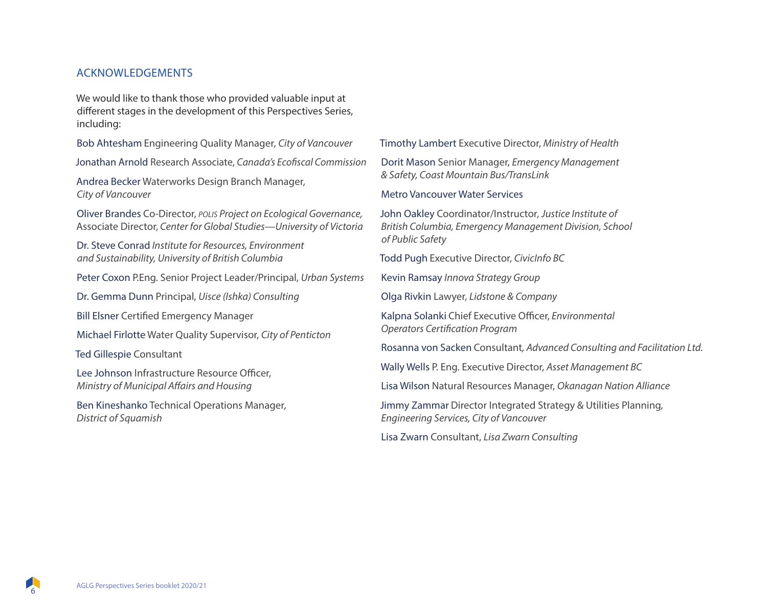## ACKNOWLEDGEMENTS

We would like to thank those who provided valuable input at different stages in the development of this Perspectives Series, including:

Bob Ahtesham Engineering Quality Manager, *City of Vancouver*

Jonathan Arnold Research Associate, *Canada's Ecofiscal Commission*

Andrea Becker Waterworks Design Branch Manager, *City of Vancouver*

Oliver Brandes Co-Director, *POLIS Project on Ecological Governance,* Associate Director, *Center for Global Studies—University of Victoria*

Dr. Steve Conrad *Institute for Resources, Environment and Sustainability, University of British Columbia*

Peter Coxon P.Eng. Senior Project Leader/Principal, *Urban Systems*

Dr. Gemma Dunn Principal, *Uisce (Ishka) Consulting*

Bill Elsner Certified Emergency Manager

Michael Firlotte Water Quality Supervisor, *City of Penticton*

Ted Gillespie Consultant

Lee Johnson Infrastructure Resource Officer, *Ministry of Municipal Affairs and Housing*

Ben Kineshanko Technical Operations Manager, *District of Squamish*

Timothy Lambert Executive Director, *Ministry of Health*

Dorit Mason Senior Manager, *Emergency Management & Safety, Coast Mountain Bus/TransLink*

Metro Vancouver Water Services

John Oakley Coordinator/Instructor, *Justice Institute of British Columbia, Emergency Management Division, School of Public Safety*

Todd Pugh Executive Director, *CivicInfo BC*

Kevin Ramsay *Innova Strategy Group*

Olga Rivkin Lawyer, *Lidstone & Company*

Kalpna Solanki Chief Executive Officer, *Environmental Operators Certification Program*

Rosanna von Sacken Consultant, *Advanced Consulting and Facilitation Ltd.*

Wally Wells P. Eng. Executive Director, *Asset Management BC*

Lisa Wilson Natural Resources Manager, *Okanagan Nation Alliance*

Jimmy Zammar Director Integrated Strategy & Utilities Planning, *Engineering Services, City of Vancouver*

Lisa Zwarn Consultant, *Lisa Zwarn Consulting*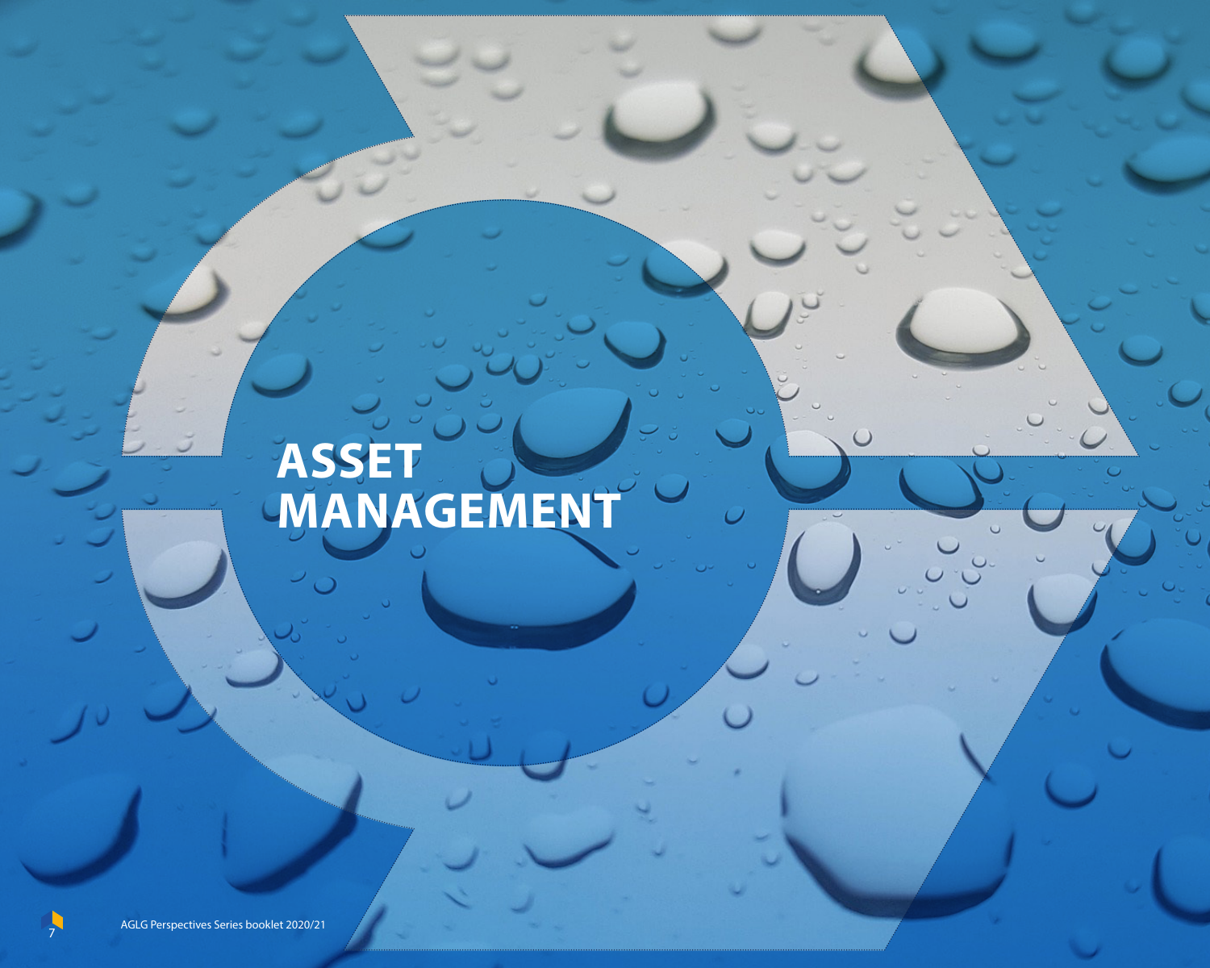# ASSET MANAGEMENT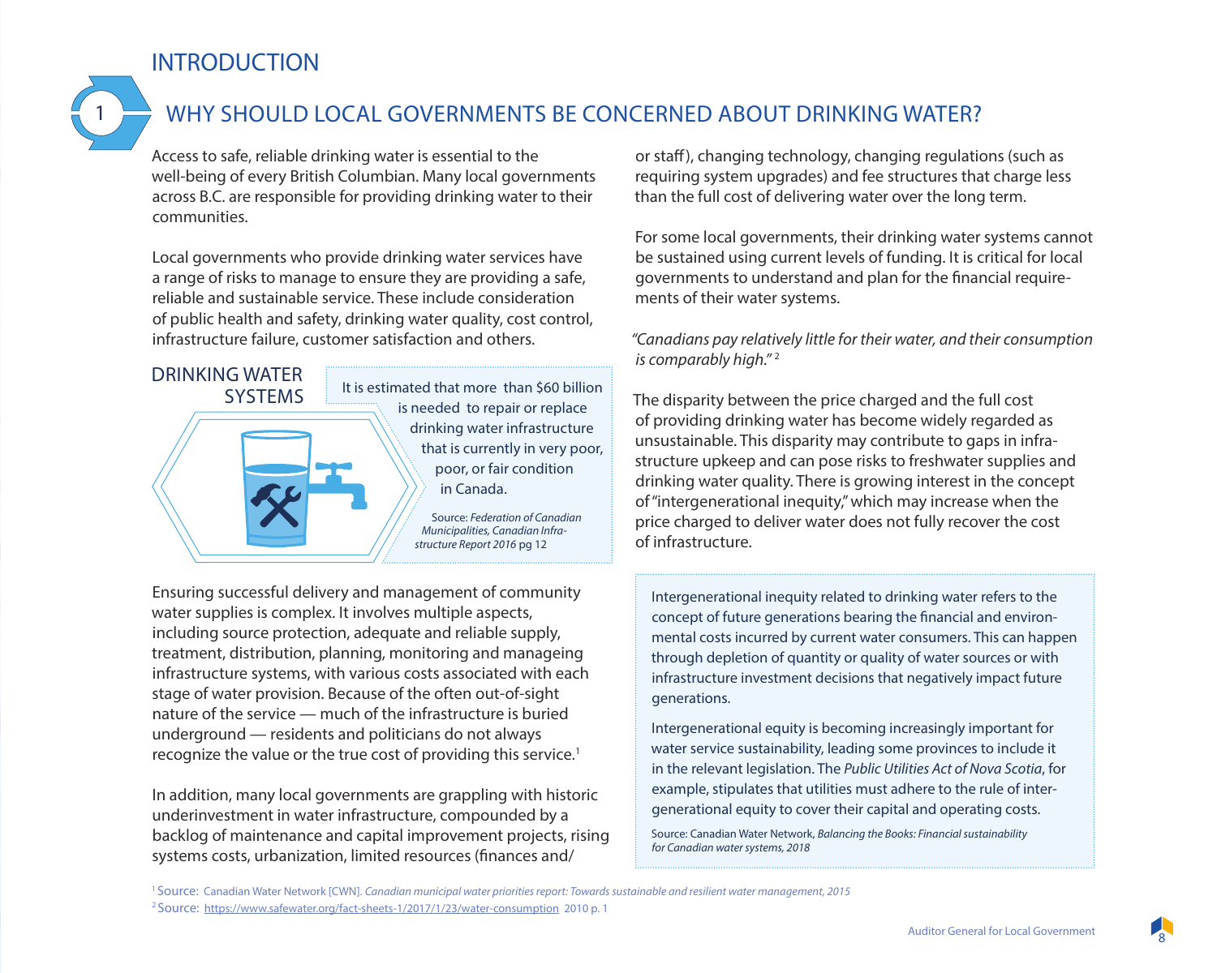# INTRODUCTION

## 1 WHY SHOULD LOCAL GOVERNMENTS BE CONCERNED ABOUT DRINKING WATER?

Access to safe, reliable drinking water is essential to the well-being of every British Columbian. Many local governments across B.C. are responsible for providing drinking water to their communities.

Local governments who provide drinking water services have a range of risks to manage to ensure they are providing a safe, reliable and sustainable service. These include consideration of public health and safety, drinking water quality, cost control, infrastructure failure, customer satisfaction and others.

### DRINKING WATER SYSTEMS

It is estimated that more than $60 billion is needed to repair or replace drinking water infrastructure that is currently in very poor, poor, or fair condition in Canada.

Source: *Federation of Canadian Municipalities, Canadian Infrastructure Report 2016* pg 12

Ensuring successful delivery and management of community water supplies is complex. It involves multiple aspects, including source protection, adequate and reliable supply, treatment, distribution, planning, monitoring and manageing infrastructure systems, with various costs associated with each stage of water provision. Because of the often out-of-sight nature of the service — much of the infrastructure is buried underground — residents and politicians do not always recognize the value or the true cost of providing this service.[1]

In addition, many local governments are grappling with historic underinvestment in water infrastructure, compounded by a backlog of maintenance and capital improvement projects, rising systems costs, urbanization, limited resources (finances and/or staff), changing technology, changing regulations (such as requiring system upgrades) and fee structures that charge less than the full cost of delivering water over the long term.

For some local governments, their drinking water systems cannot be sustained using current levels of funding. It is critical for local governments to understand and plan for the financial requirements of their water systems.

*"Canadians pay relatively little for their water, and their consumption is comparably high."*[2]

The disparity between the price charged and the full cost of providing drinking water has become widely regarded as unsustainable. This disparity may contribute to gaps in infrastructure upkeep and can pose risks to freshwater supplies and drinking water quality. There is growing interest in the concept of "intergenerational inequity," which may increase when the price charged to deliver water does not fully recover the cost of infrastructure.

Intergenerational inequity related to drinking water refers to the concept of future generations bearing the financial and environmental costs incurred by current water consumers. This can happen through depletion of quantity or quality of water sources or with infrastructure investment decisions that negatively impact future generations.

Intergenerational equity is becoming increasingly important for water service sustainability, leading some provinces to include it in the relevant legislation. The *Public Utilities Act of Nova Scotia*, for example, stipulates that utilities must adhere to the rule of intergenerational equity to cover their capital and operating costs.

Source: Canadian Water Network, *Balancing the Books: Financial sustainability for Canadian water systems, 2018*

[1] Source: Canadian Water Network [CWN]. *Canadian municipal water priorities report: Towards sustainable and resilient water management, 2015*

[2] Source: https://www.safewater.org/fact-sheets-1/2017/1/23/water-consumption 2010 p. 1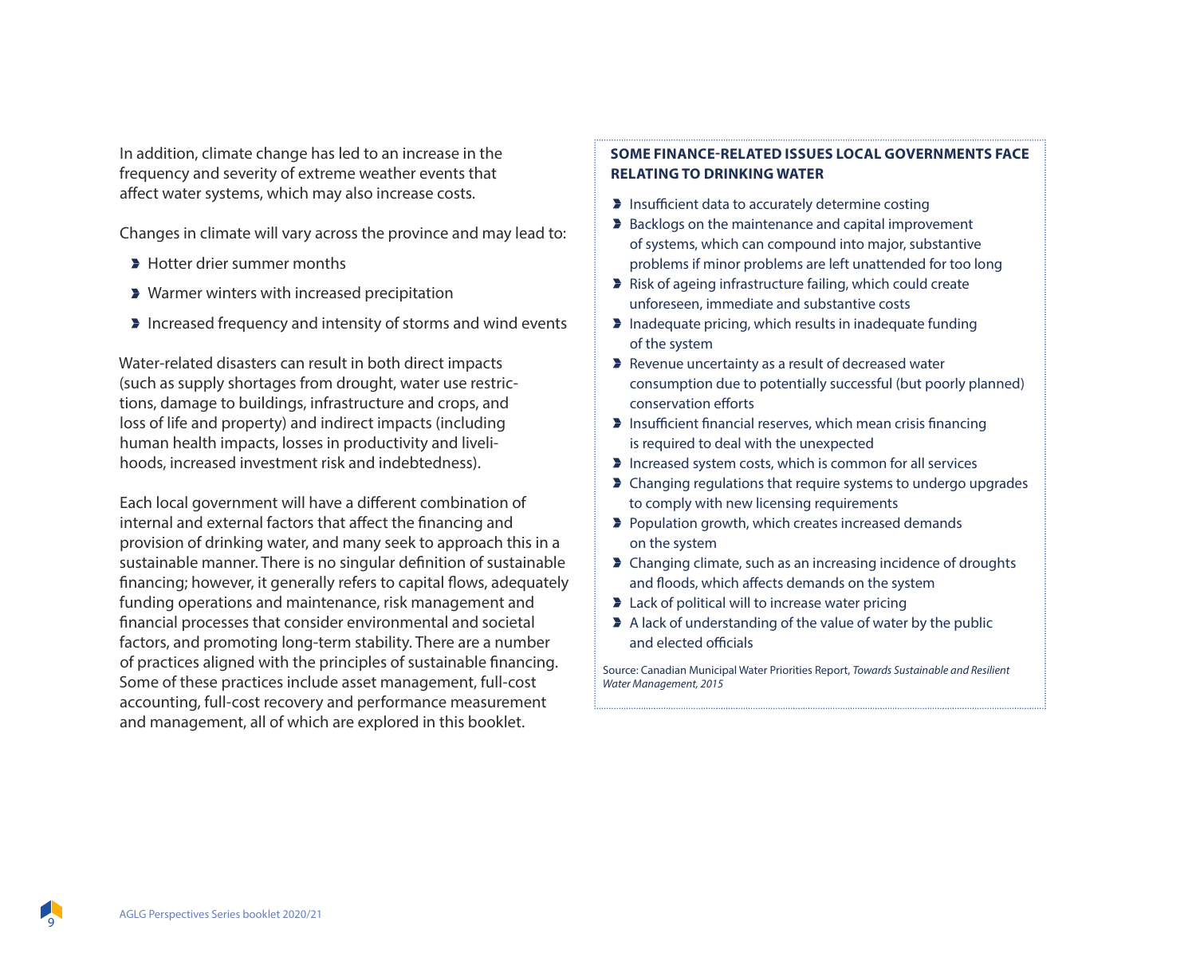In addition, climate change has led to an increase in the frequency and severity of extreme weather events that affect water systems, which may also increase costs.

Changes in climate will vary across the province and may lead to:

- Hotter drier summer months
- Warmer winters with increased precipitation
- Increased frequency and intensity of storms and wind events

Water-related disasters can result in both direct impacts (such as supply shortages from drought, water use restrictions, damage to buildings, infrastructure and crops, and loss of life and property) and indirect impacts (including human health impacts, losses in productivity and livelihoods, increased investment risk and indebtedness).

Each local government will have a different combination of internal and external factors that affect the financing and provision of drinking water, and many seek to approach this in a sustainable manner. There is no singular definition of sustainable financing; however, it generally refers to capital flows, adequately funding operations and maintenance, risk management and financial processes that consider environmental and societal factors, and promoting long-term stability. There are a number of practices aligned with the principles of sustainable financing. Some of these practices include asset management, full-cost accounting, full-cost recovery and performance measurement and management, all of which are explored in this booklet.

**SOME FINANCE-RELATED ISSUES LOCAL GOVERNMENTS FACE RELATING TO DRINKING WATER**

- Insufficient data to accurately determine costing
- Backlogs on the maintenance and capital improvement of systems, which can compound into major, substantive problems if minor problems are left unattended for too long
- Risk of ageing infrastructure failing, which could create unforeseen, immediate and substantive costs
- Inadequate pricing, which results in inadequate funding of the system
- Revenue uncertainty as a result of decreased water consumption due to potentially successful (but poorly planned) conservation efforts
- Insufficient financial reserves, which mean crisis financing is required to deal with the unexpected
- Increased system costs, which is common for all services
- Changing regulations that require systems to undergo upgrades to comply with new licensing requirements
- Population growth, which creates increased demands on the system
- Changing climate, such as an increasing incidence of droughts and floods, which affects demands on the system
- Lack of political will to increase water pricing
- A lack of understanding of the value of water by the public and elected officials

Source: Canadian Municipal Water Priorities Report, *Towards Sustainable and Resilient Water Management, 2015*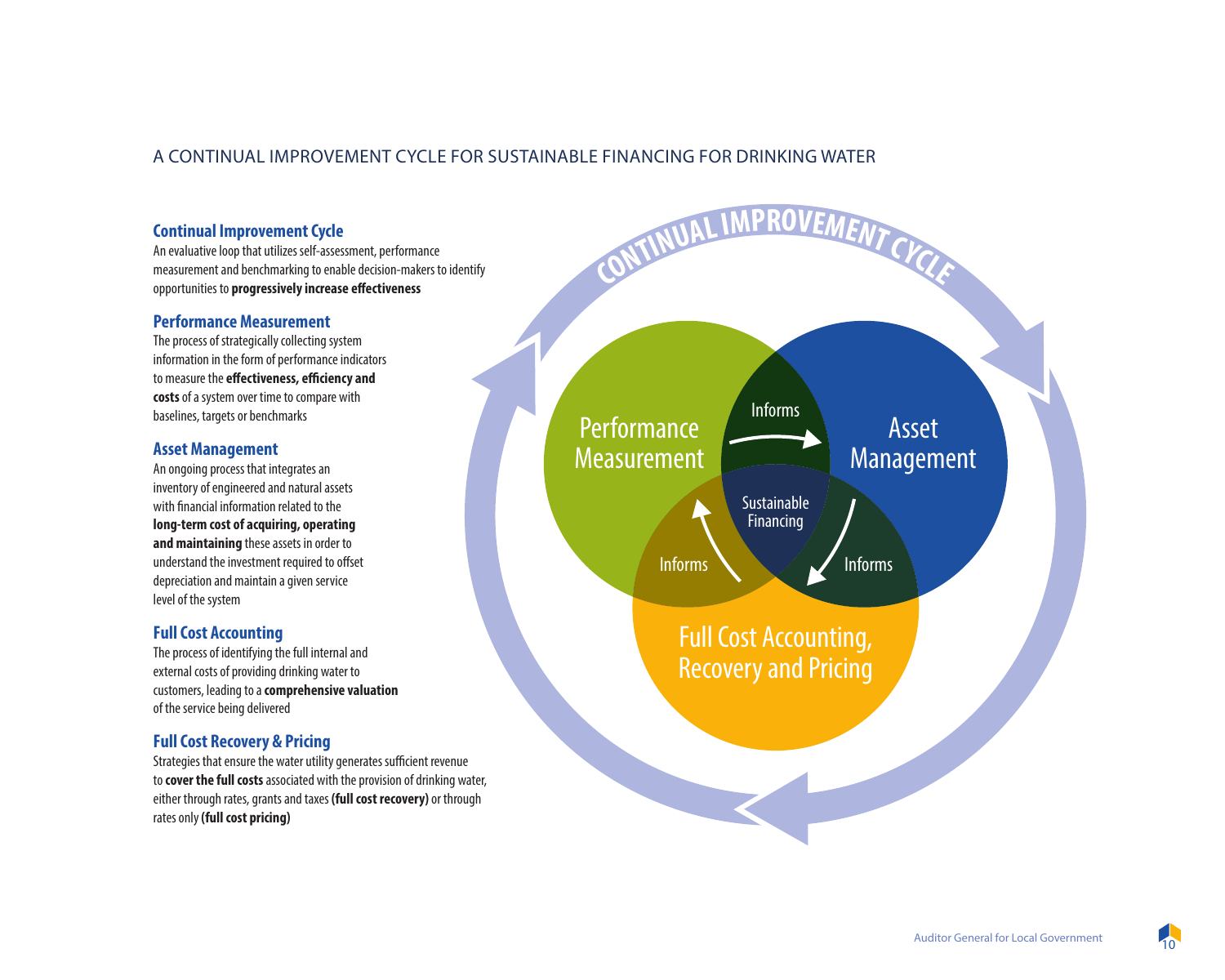A CONTINUAL IMPROVEMENT CYCLE FOR SUSTAINABLE FINANCING FOR DRINKING WATER

### Continual Improvement Cycle

An evaluative loop that utilizes self-assessment, performance measurement and benchmarking to enable decision-makers to identify opportunities to **progressively increase effectiveness**

### Performance Measurement

The process of strategically collecting system information in the form of performance indicators to measure the **effectiveness, efficiency and costs** of a system over time to compare with baselines, targets or benchmarks

### Asset Management

An ongoing process that integrates an inventory of engineered and natural assets with financial information related to the **long-term cost of acquiring, operating and maintaining** these assets in order to understand the investment required to offset depreciation and maintain a given service level of the system

### Full Cost Accounting

The process of identifying the full internal and external costs of providing drinking water to customers, leading to a **comprehensive valuation** of the service being delivered

### Full Cost Recovery & Pricing

Strategies that ensure the water utility generates sufficient revenue to **cover the full costs** associated with the provision of drinking water, either through rates, grants and taxes **(full cost recovery)** or through rates only **(full cost pricing)**

CONTINUAL IMPROVEMENT CYCLE

Performance Measurement — Informs → Asset Management — Informs → Full Cost Accounting, Recovery and Pricing — Informs → Performance Measurement

Sustainable Financing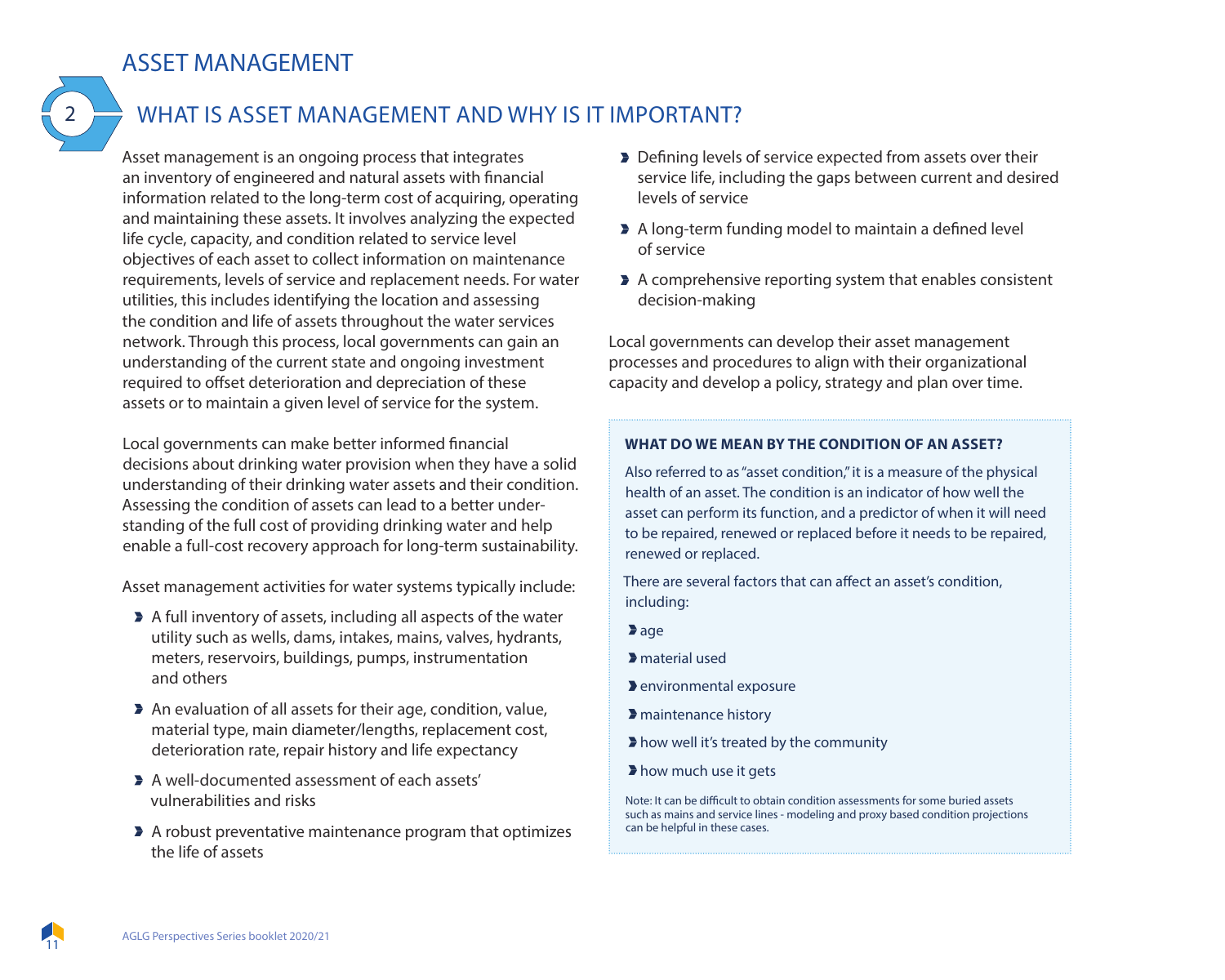# ASSET MANAGEMENT

## 2 WHAT IS ASSET MANAGEMENT AND WHY IS IT IMPORTANT?

Asset management is an ongoing process that integrates an inventory of engineered and natural assets with financial information related to the long-term cost of acquiring, operating and maintaining these assets. It involves analyzing the expected life cycle, capacity, and condition related to service level objectives of each asset to collect information on maintenance requirements, levels of service and replacement needs. For water utilities, this includes identifying the location and assessing the condition and life of assets throughout the water services network. Through this process, local governments can gain an understanding of the current state and ongoing investment required to offset deterioration and depreciation of these assets or to maintain a given level of service for the system.

Local governments can make better informed financial decisions about drinking water provision when they have a solid understanding of their drinking water assets and their condition. Assessing the condition of assets can lead to a better understanding of the full cost of providing drinking water and help enable a full-cost recovery approach for long-term sustainability.

Asset management activities for water systems typically include:

- A full inventory of assets, including all aspects of the water utility such as wells, dams, intakes, mains, valves, hydrants, meters, reservoirs, buildings, pumps, instrumentation and others
- An evaluation of all assets for their age, condition, value, material type, main diameter/lengths, replacement cost, deterioration rate, repair history and life expectancy
- A well-documented assessment of each assets' vulnerabilities and risks
- A robust preventative maintenance program that optimizes the life of assets
- Defining levels of service expected from assets over their service life, including the gaps between current and desired levels of service
- A long-term funding model to maintain a defined level of service
- A comprehensive reporting system that enables consistent decision-making

Local governments can develop their asset management processes and procedures to align with their organizational capacity and develop a policy, strategy and plan over time.

**WHAT DO WE MEAN BY THE CONDITION OF AN ASSET?**

Also referred to as "asset condition," it is a measure of the physical health of an asset. The condition is an indicator of how well the asset can perform its function, and a predictor of when it will need to be repaired, renewed or replaced before it needs to be repaired, renewed or replaced.

There are several factors that can affect an asset's condition, including:

- age
- material used
- environmental exposure
- maintenance history
- how well it's treated by the community
- how much use it gets

Note: It can be difficult to obtain condition assessments for some buried assets such as mains and service lines - modeling and proxy based condition projections can be helpful in these cases.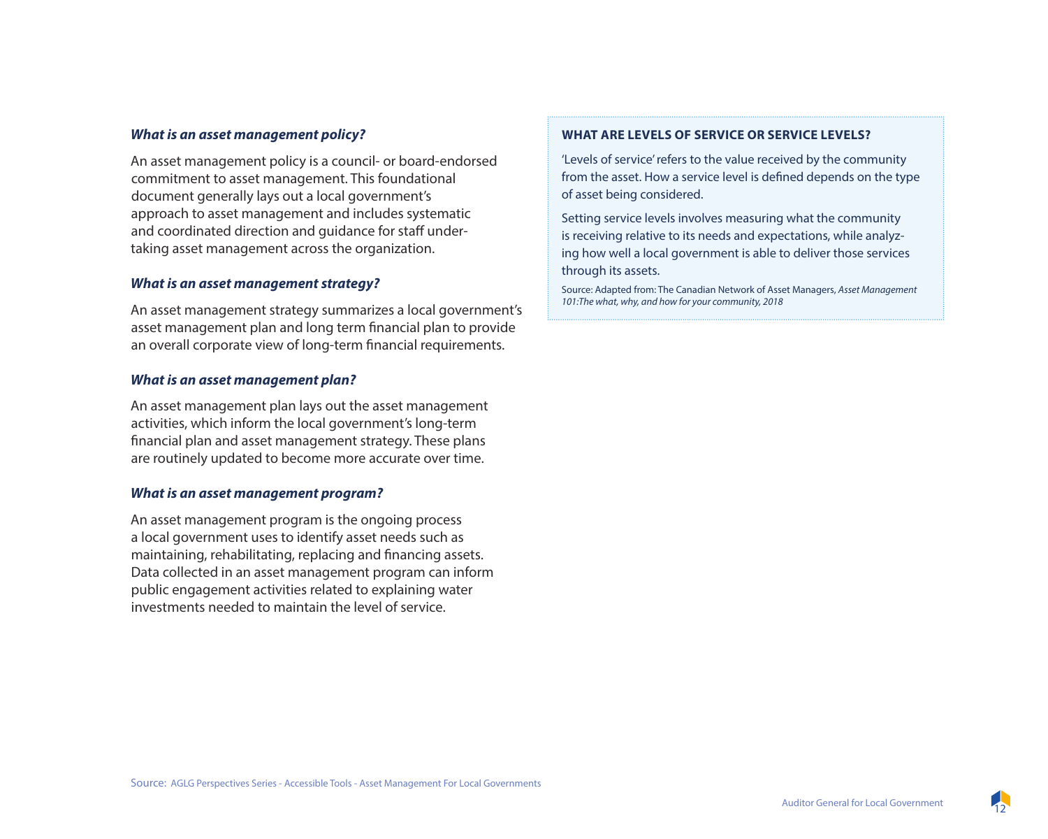### *What is an asset management policy?*

An asset management policy is a council- or board-endorsed commitment to asset management. This foundational document generally lays out a local government's approach to asset management and includes systematic and coordinated direction and guidance for staff undertaking asset management across the organization.

### *What is an asset management strategy?*

An asset management strategy summarizes a local government's asset management plan and long term financial plan to provide an overall corporate view of long-term financial requirements.

### *What is an asset management plan?*

An asset management plan lays out the asset management activities, which inform the local government's long-term financial plan and asset management strategy. These plans are routinely updated to become more accurate over time.

### *What is an asset management program?*

An asset management program is the ongoing process a local government uses to identify asset needs such as maintaining, rehabilitating, replacing and financing assets. Data collected in an asset management program can inform public engagement activities related to explaining water investments needed to maintain the level of service.

---

**WHAT ARE LEVELS OF SERVICE OR SERVICE LEVELS?**

'Levels of service' refers to the value received by the community from the asset. How a service level is defined depends on the type of asset being considered.

Setting service levels involves measuring what the community is receiving relative to its needs and expectations, while analyzing how well a local government is able to deliver those services through its assets.

Source: Adapted from: The Canadian Network of Asset Managers, *Asset Management 101:The what, why, and how for your community, 2018*

---

Source: AGLG Perspectives Series - Accessible Tools - Asset Management For Local Governments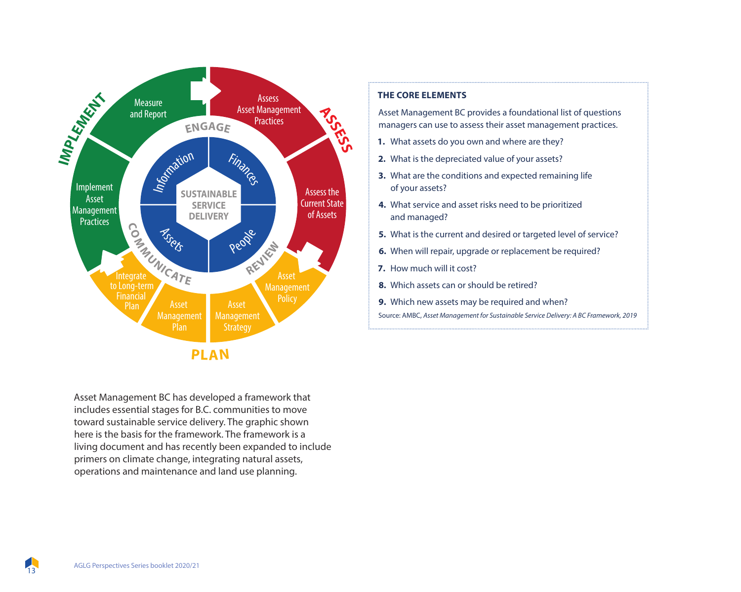### THE CORE ELEMENTS

Asset Management BC provides a foundational list of questions managers can use to assess their asset management practices.

1. What assets do you own and where are they?
2. What is the depreciated value of your assets?
3. What are the conditions and expected remaining life of your assets?
4. What service and asset risks need to be prioritized and managed?
5. What is the current and desired or targeted level of service?
6. When will repair, upgrade or replacement be required?
7. How much will it cost?
8. Which assets can or should be retired?
9. Which new assets may be required and when?

Source: AMBC, *Asset Management for Sustainable Service Delivery: A BC Framework, 2019*

Asset Management BC has developed a framework that includes essential stages for B.C. communities to move toward sustainable service delivery. The graphic shown here is the basis for the framework. The framework is a living document and has recently been expanded to include primers on climate change, integrating natural assets, operations and maintenance and land use planning.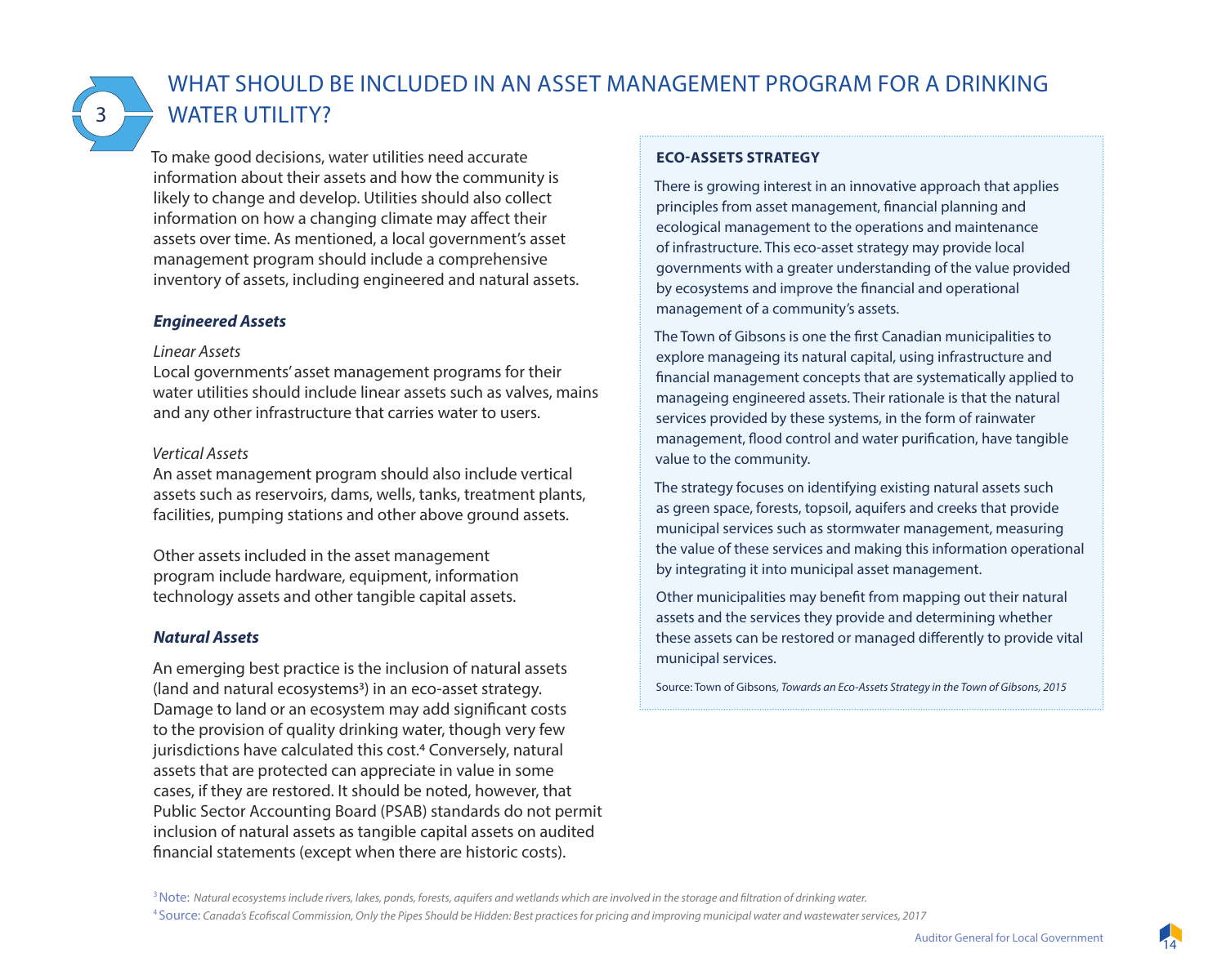## 3 WHAT SHOULD BE INCLUDED IN AN ASSET MANAGEMENT PROGRAM FOR A DRINKING WATER UTILITY?

To make good decisions, water utilities need accurate information about their assets and how the community is likely to change and develop. Utilities should also collect information on how a changing climate may affect their assets over time. As mentioned, a local government's asset management program should include a comprehensive inventory of assets, including engineered and natural assets.

### *Engineered Assets*

*Linear Assets*

Local governments' asset management programs for their water utilities should include linear assets such as valves, mains and any other infrastructure that carries water to users.

*Vertical Assets*

An asset management program should also include vertical assets such as reservoirs, dams, wells, tanks, treatment plants, facilities, pumping stations and other above ground assets.

Other assets included in the asset management program include hardware, equipment, information technology assets and other tangible capital assets.

### *Natural Assets*

An emerging best practice is the inclusion of natural assets (land and natural ecosystems[3]) in an eco-asset strategy. Damage to land or an ecosystem may add significant costs to the provision of quality drinking water, though very few jurisdictions have calculated this cost.[4] Conversely, natural assets that are protected can appreciate in value in some cases, if they are restored. It should be noted, however, that Public Sector Accounting Board (PSAB) standards do not permit inclusion of natural assets as tangible capital assets on audited financial statements (except when there are historic costs).

**ECO-ASSETS STRATEGY**

There is growing interest in an innovative approach that applies principles from asset management, financial planning and ecological management to the operations and maintenance of infrastructure. This eco-asset strategy may provide local governments with a greater understanding of the value provided by ecosystems and improve the financial and operational management of a community's assets.

The Town of Gibsons is one the first Canadian municipalities to explore manageing its natural capital, using infrastructure and financial management concepts that are systematically applied to manageing engineered assets. Their rationale is that the natural services provided by these systems, in the form of rainwater management, flood control and water purification, have tangible value to the community.

The strategy focuses on identifying existing natural assets such as green space, forests, topsoil, aquifers and creeks that provide municipal services such as stormwater management, measuring the value of these services and making this information operational by integrating it into municipal asset management.

Other municipalities may benefit from mapping out their natural assets and the services they provide and determining whether these assets can be restored or managed differently to provide vital municipal services.

Source: Town of Gibsons, *Towards an Eco-Assets Strategy in the Town of Gibsons, 2015*

[3] Note: *Natural ecosystems include rivers, lakes, ponds, forests, aquifers and wetlands which are involved in the storage and filtration of drinking water.*

[4] Source: *Canada's Ecofiscal Commission, Only the Pipes Should be Hidden: Best practices for pricing and improving municipal water and wastewater services, 2017*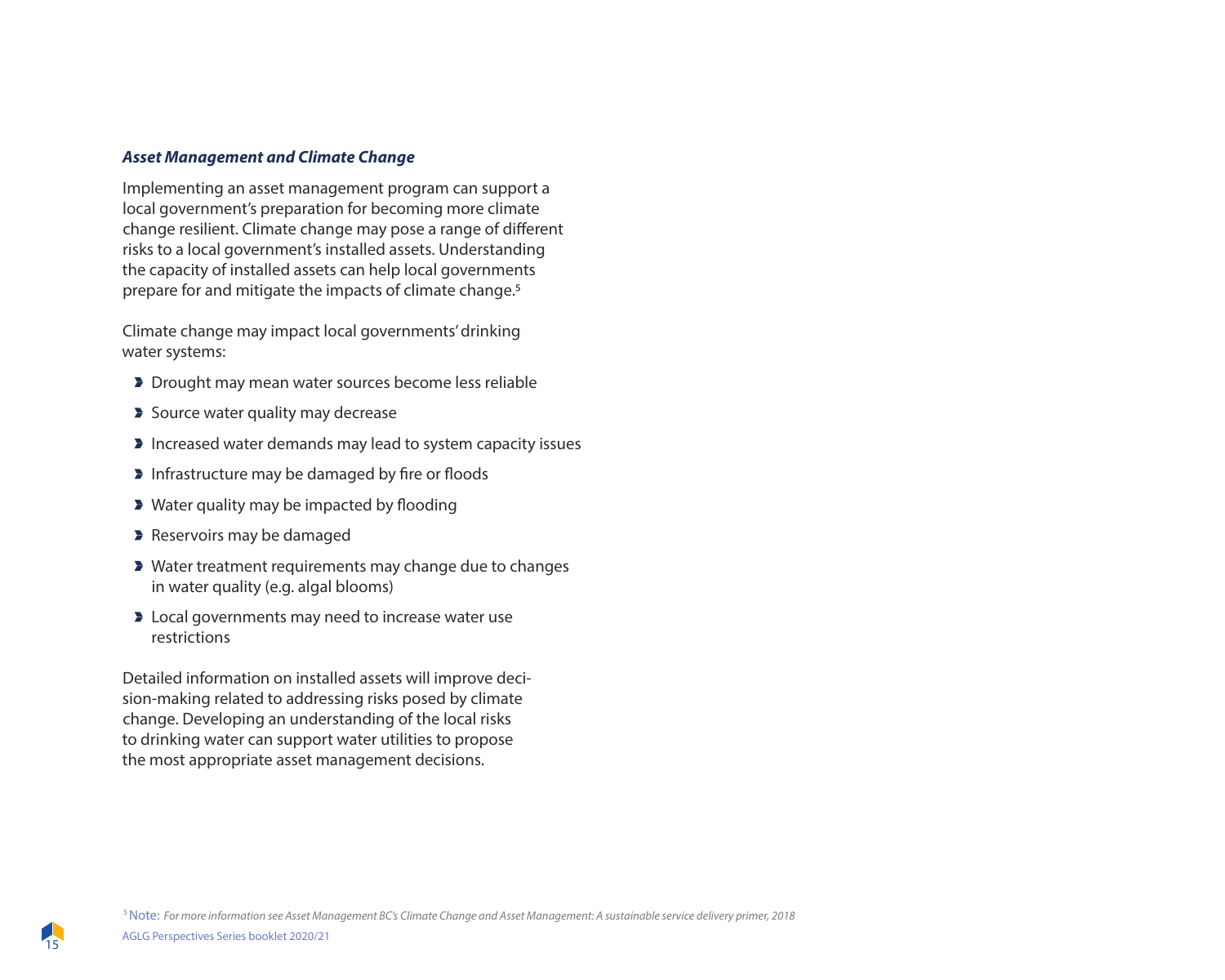### *Asset Management and Climate Change*

Implementing an asset management program can support a local government's preparation for becoming more climate change resilient. Climate change may pose a range of different risks to a local government's installed assets. Understanding the capacity of installed assets can help local governments prepare for and mitigate the impacts of climate change.[5]

Climate change may impact local governments' drinking water systems:

- Drought may mean water sources become less reliable
- Source water quality may decrease
- Increased water demands may lead to system capacity issues
- Infrastructure may be damaged by fire or floods
- Water quality may be impacted by flooding
- Reservoirs may be damaged
- Water treatment requirements may change due to changes in water quality (e.g. algal blooms)
- Local governments may need to increase water use restrictions

Detailed information on installed assets will improve decision-making related to addressing risks posed by climate change. Developing an understanding of the local risks to drinking water can support water utilities to propose the most appropriate asset management decisions.

[5] Note: *For more information see Asset Management BC's Climate Change and Asset Management: A sustainable service delivery primer, 2018*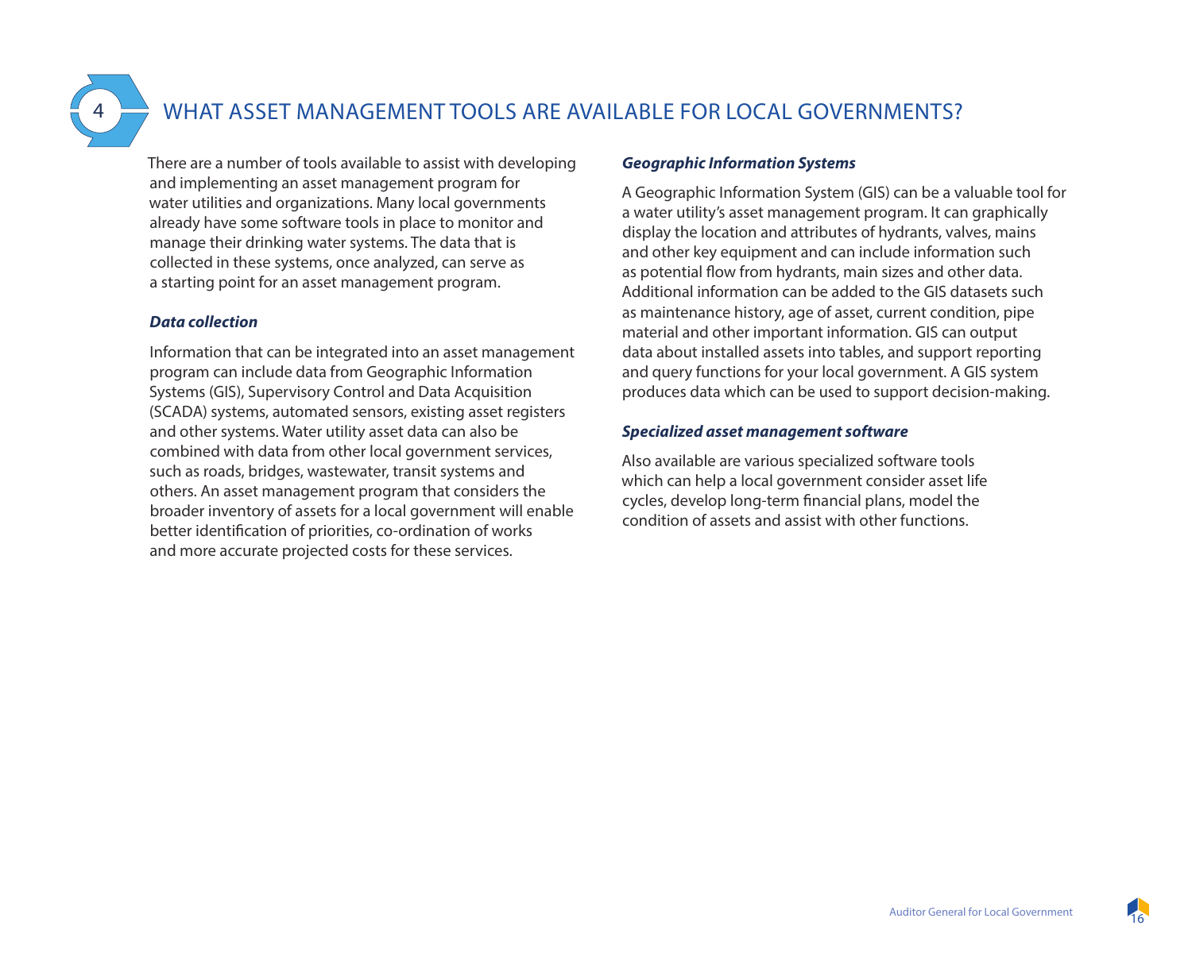# 4 WHAT ASSET MANAGEMENT TOOLS ARE AVAILABLE FOR LOCAL GOVERNMENTS?

There are a number of tools available to assist with developing and implementing an asset management program for water utilities and organizations. Many local governments already have some software tools in place to monitor and manage their drinking water systems. The data that is collected in these systems, once analyzed, can serve as a starting point for an asset management program.

***Data collection***

Information that can be integrated into an asset management program can include data from Geographic Information Systems (GIS), Supervisory Control and Data Acquisition (SCADA) systems, automated sensors, existing asset registers and other systems. Water utility asset data can also be combined with data from other local government services, such as roads, bridges, wastewater, transit systems and others. An asset management program that considers the broader inventory of assets for a local government will enable better identification of priorities, co-ordination of works and more accurate projected costs for these services.

***Geographic Information Systems***

A Geographic Information System (GIS) can be a valuable tool for a water utility's asset management program. It can graphically display the location and attributes of hydrants, valves, mains and other key equipment and can include information such as potential flow from hydrants, main sizes and other data. Additional information can be added to the GIS datasets such as maintenance history, age of asset, current condition, pipe material and other important information. GIS can output data about installed assets into tables, and support reporting and query functions for your local government. A GIS system produces data which can be used to support decision-making.

***Specialized asset management software***

Also available are various specialized software tools which can help a local government consider asset life cycles, develop long-term financial plans, model the condition of assets and assist with other functions.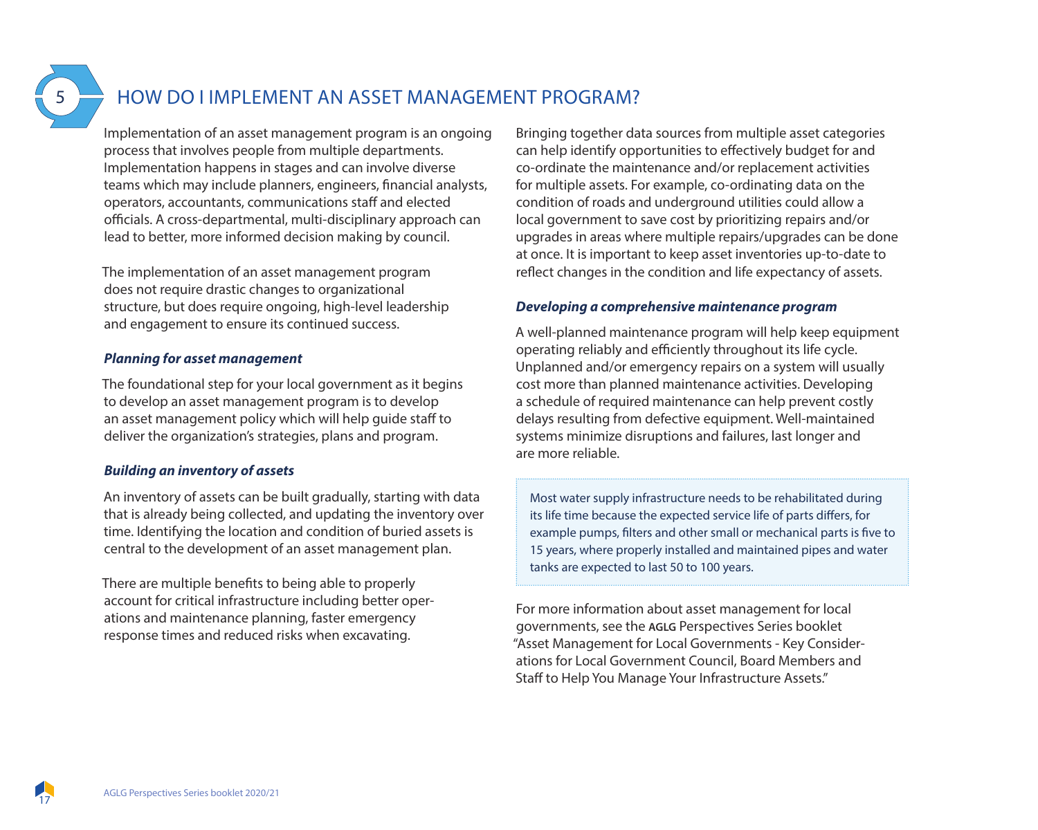## 5 HOW DO I IMPLEMENT AN ASSET MANAGEMENT PROGRAM?

Implementation of an asset management program is an ongoing process that involves people from multiple departments. Implementation happens in stages and can involve diverse teams which may include planners, engineers, financial analysts, operators, accountants, communications staff and elected officials. A cross-departmental, multi-disciplinary approach can lead to better, more informed decision making by council.

The implementation of an asset management program does not require drastic changes to organizational structure, but does require ongoing, high-level leadership and engagement to ensure its continued success.

***Planning for asset management***

The foundational step for your local government as it begins to develop an asset management program is to develop an asset management policy which will help guide staff to deliver the organization's strategies, plans and program.

***Building an inventory of assets***

An inventory of assets can be built gradually, starting with data that is already being collected, and updating the inventory over time. Identifying the location and condition of buried assets is central to the development of an asset management plan.

There are multiple benefits to being able to properly account for critical infrastructure including better operations and maintenance planning, faster emergency response times and reduced risks when excavating.

Bringing together data sources from multiple asset categories can help identify opportunities to effectively budget for and co-ordinate the maintenance and/or replacement activities for multiple assets. For example, co-ordinating data on the condition of roads and underground utilities could allow a local government to save cost by prioritizing repairs and/or upgrades in areas where multiple repairs/upgrades can be done at once. It is important to keep asset inventories up-to-date to reflect changes in the condition and life expectancy of assets.

***Developing a comprehensive maintenance program***

A well-planned maintenance program will help keep equipment operating reliably and efficiently throughout its life cycle. Unplanned and/or emergency repairs on a system will usually cost more than planned maintenance activities. Developing a schedule of required maintenance can help prevent costly delays resulting from defective equipment. Well-maintained systems minimize disruptions and failures, last longer and are more reliable.

> Most water supply infrastructure needs to be rehabilitated during its life time because the expected service life of parts differs, for example pumps, filters and other small or mechanical parts is five to 15 years, where properly installed and maintained pipes and water tanks are expected to last 50 to 100 years.

For more information about asset management for local governments, see the AGLG Perspectives Series booklet "Asset Management for Local Governments - Key Considerations for Local Government Council, Board Members and Staff to Help You Manage Your Infrastructure Assets."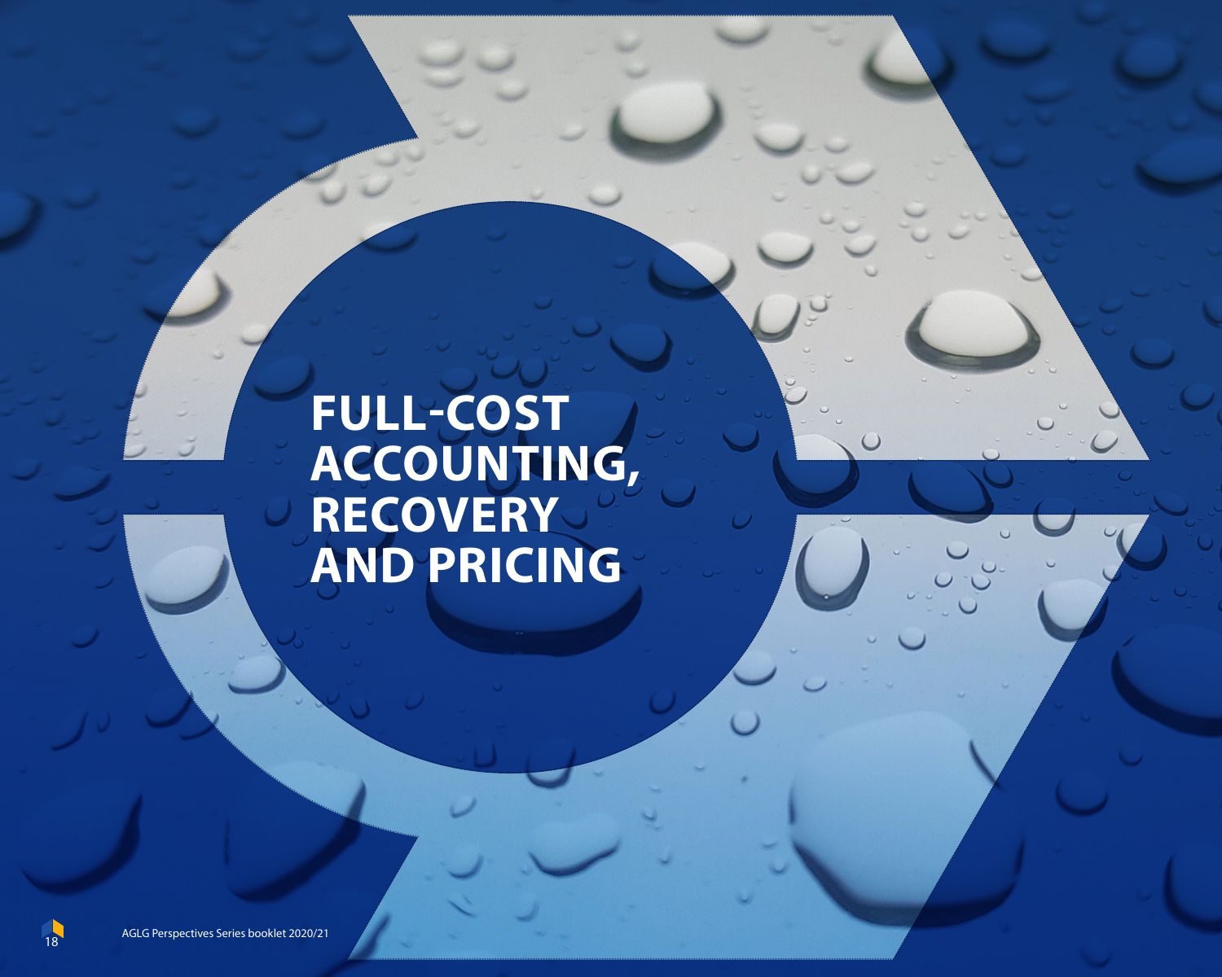# FULL-COST ACCOUNTING, RECOVERY AND PRICING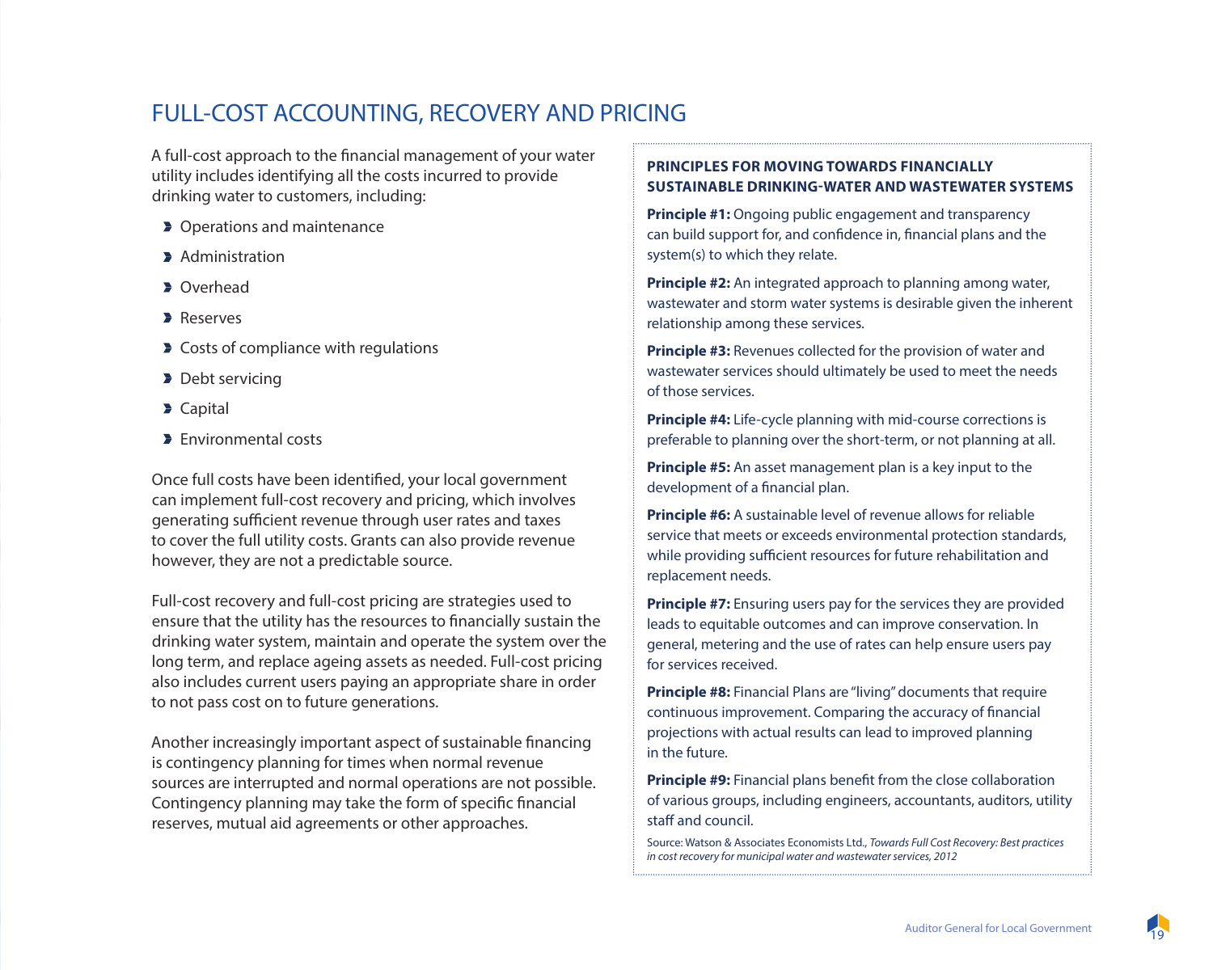## FULL-COST ACCOUNTING, RECOVERY AND PRICING

A full-cost approach to the financial management of your water utility includes identifying all the costs incurred to provide drinking water to customers, including:

- Operations and maintenance
- Administration
- Overhead
- Reserves
- Costs of compliance with regulations
- Debt servicing
- Capital
- Environmental costs

Once full costs have been identified, your local government can implement full-cost recovery and pricing, which involves generating sufficient revenue through user rates and taxes to cover the full utility costs. Grants can also provide revenue however, they are not a predictable source.

Full-cost recovery and full-cost pricing are strategies used to ensure that the utility has the resources to financially sustain the drinking water system, maintain and operate the system over the long term, and replace ageing assets as needed. Full-cost pricing also includes current users paying an appropriate share in order to not pass cost on to future generations.

Another increasingly important aspect of sustainable financing is contingency planning for times when normal revenue sources are interrupted and normal operations are not possible. Contingency planning may take the form of specific financial reserves, mutual aid agreements or other approaches.

**PRINCIPLES FOR MOVING TOWARDS FINANCIALLY SUSTAINABLE DRINKING-WATER AND WASTEWATER SYSTEMS**

**Principle #1:** Ongoing public engagement and transparency can build support for, and confidence in, financial plans and the system(s) to which they relate.

**Principle #2:** An integrated approach to planning among water, wastewater and storm water systems is desirable given the inherent relationship among these services.

**Principle #3:** Revenues collected for the provision of water and wastewater services should ultimately be used to meet the needs of those services.

**Principle #4:** Life-cycle planning with mid-course corrections is preferable to planning over the short-term, or not planning at all.

**Principle #5:** An asset management plan is a key input to the development of a financial plan.

**Principle #6:** A sustainable level of revenue allows for reliable service that meets or exceeds environmental protection standards, while providing sufficient resources for future rehabilitation and replacement needs.

**Principle #7:** Ensuring users pay for the services they are provided leads to equitable outcomes and can improve conservation. In general, metering and the use of rates can help ensure users pay for services received.

**Principle #8:** Financial Plans are "living" documents that require continuous improvement. Comparing the accuracy of financial projections with actual results can lead to improved planning in the future.

**Principle #9:** Financial plans benefit from the close collaboration of various groups, including engineers, accountants, auditors, utility staff and council.

Source: Watson & Associates Economists Ltd., *Towards Full Cost Recovery: Best practices in cost recovery for municipal water and wastewater services, 2012*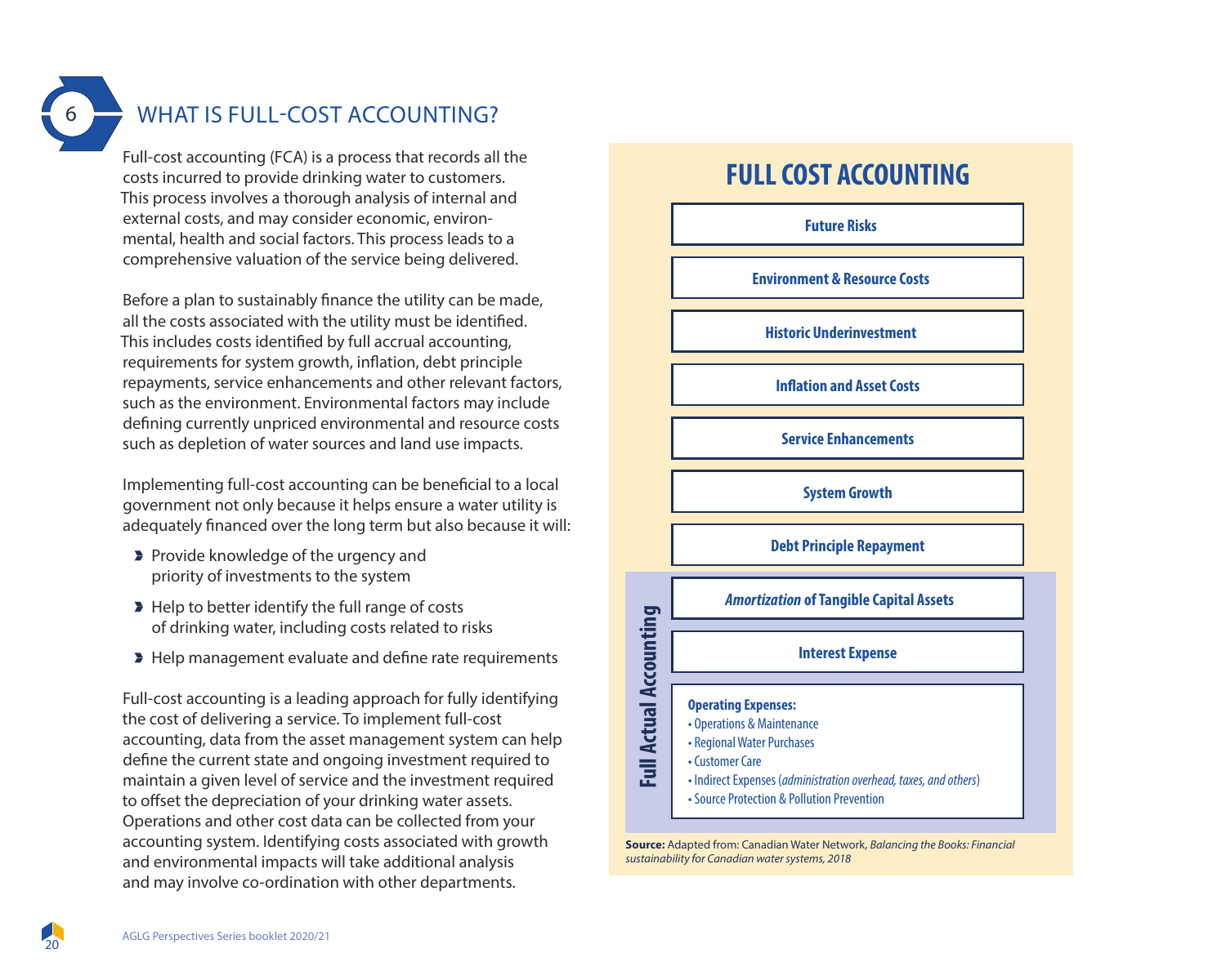## 6 WHAT IS FULL-COST ACCOUNTING?

Full-cost accounting (FCA) is a process that records all the costs incurred to provide drinking water to customers. This process involves a thorough analysis of internal and external costs, and may consider economic, environmental, health and social factors. This process leads to a comprehensive valuation of the service being delivered.

Before a plan to sustainably finance the utility can be made, all the costs associated with the utility must be identified. This includes costs identified by full accrual accounting, requirements for system growth, inflation, debt principle repayments, service enhancements and other relevant factors, such as the environment. Environmental factors may include defining currently unpriced environmental and resource costs such as depletion of water sources and land use impacts.

Implementing full-cost accounting can be beneficial to a local government not only because it helps ensure a water utility is adequately financed over the long term but also because it will:

- Provide knowledge of the urgency and priority of investments to the system
- Help to better identify the full range of costs of drinking water, including costs related to risks
- Help management evaluate and define rate requirements

Full-cost accounting is a leading approach for fully identifying the cost of delivering a service. To implement full-cost accounting, data from the asset management system can help define the current state and ongoing investment required to maintain a given level of service and the investment required to offset the depreciation of your drinking water assets. Operations and other cost data can be collected from your accounting system. Identifying costs associated with growth and environmental impacts will take additional analysis and may involve co-ordination with other departments.

### FULL COST ACCOUNTING

- **Future Risks**
- **Environment & Resource Costs**
- **Historic Underinvestment**
- **Inflation and Asset Costs**
- **Service Enhancements**
- **System Growth**
- **Debt Principle Repayment**

**Full Actual Accounting**

- ***Amortization* of Tangible Capital Assets**
- **Interest Expense**
- **Operating Expenses:**
  - Operations & Maintenance
  - Regional Water Purchases
  - Customer Care
  - Indirect Expenses (*administration overhead, taxes, and others*)
  - Source Protection & Pollution Prevention

**Source:** Adapted from: Canadian Water Network, *Balancing the Books: Financial sustainability for Canadian water systems, 2018*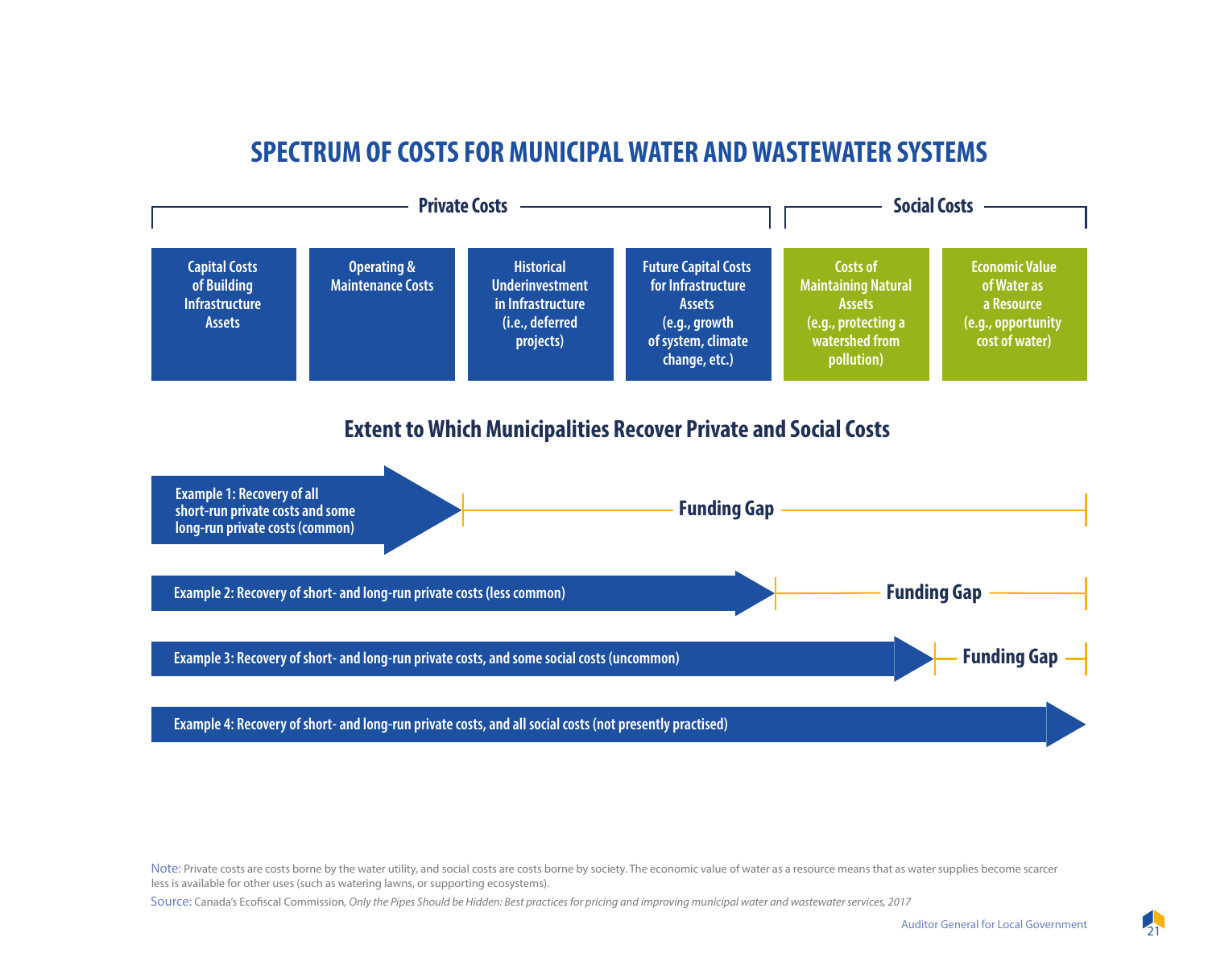## SPECTRUM OF COSTS FOR MUNICIPAL WATER AND WASTEWATER SYSTEMS

| Private Costs | | | | Social Costs | |
|---|---|---|---|---|---|
| Capital Costs of Building Infrastructure Assets | Operating & Maintenance Costs | Historical Underinvestment in Infrastructure (i.e., deferred projects) | Future Capital Costs for Infrastructure Assets (e.g., growth of system, climate change, etc.) | Costs of Maintaining Natural Assets (e.g., protecting a watershed from pollution) | Economic Value of Water as a Resource (e.g., opportunity cost of water) |

### Extent to Which Municipalities Recover Private and Social Costs

- **Example 1: Recovery of all short-run private costs and some long-run private costs (common)** — Funding Gap
- **Example 2: Recovery of short- and long-run private costs (less common)** — Funding Gap
- **Example 3: Recovery of short- and long-run private costs, and some social costs (uncommon)** — Funding Gap
- **Example 4: Recovery of short- and long-run private costs, and all social costs (not presently practised)**

Note: Private costs are costs borne by the water utility, and social costs are costs borne by society. The economic value of water as a resource means that as water supplies become scarcer less is available for other uses (such as watering lawns, or supporting ecosystems).

Source: Canada's Ecofiscal Commission, *Only the Pipes Should be Hidden: Best practices for pricing and improving municipal water and wastewater services, 2017*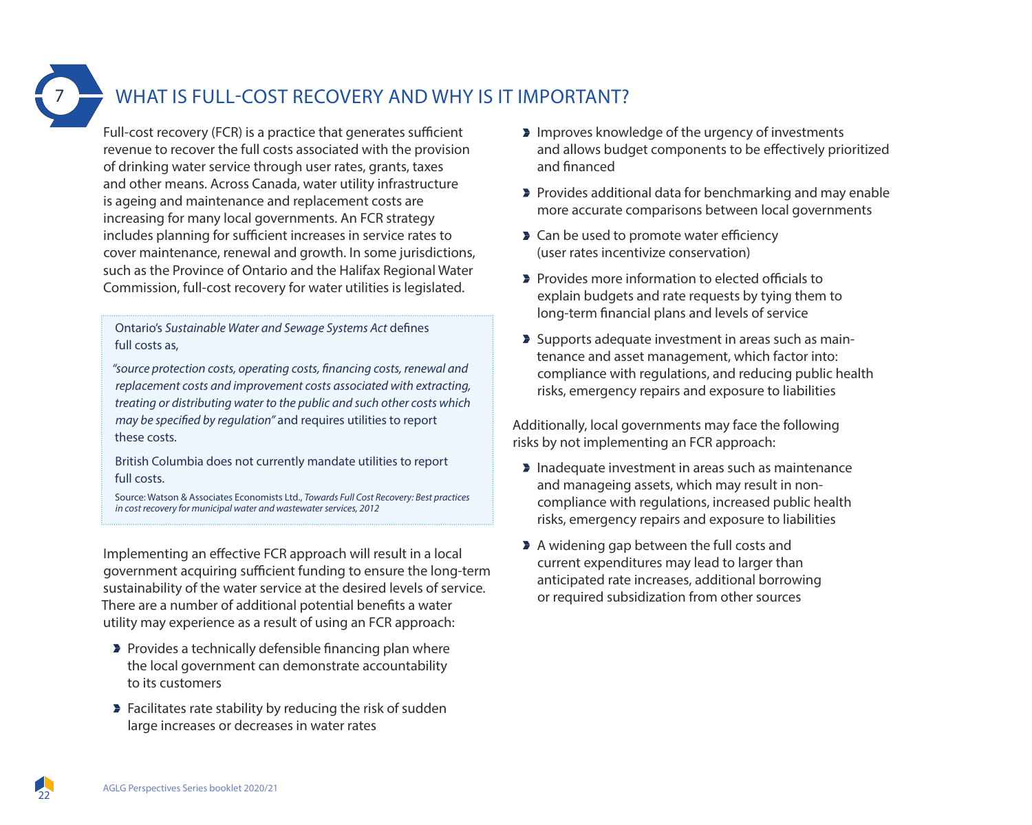# 7 WHAT IS FULL-COST RECOVERY AND WHY IS IT IMPORTANT?

Full-cost recovery (FCR) is a practice that generates sufficient revenue to recover the full costs associated with the provision of drinking water service through user rates, grants, taxes and other means. Across Canada, water utility infrastructure is ageing and maintenance and replacement costs are increasing for many local governments. An FCR strategy includes planning for sufficient increases in service rates to cover maintenance, renewal and growth. In some jurisdictions, such as the Province of Ontario and the Halifax Regional Water Commission, full-cost recovery for water utilities is legislated.

> Ontario's *Sustainable Water and Sewage Systems Act* defines full costs as,
>
> *"source protection costs, operating costs, financing costs, renewal and replacement costs and improvement costs associated with extracting, treating or distributing water to the public and such other costs which may be specified by regulation"* and requires utilities to report these costs.
>
> British Columbia does not currently mandate utilities to report full costs.
>
> Source: Watson & Associates Economists Ltd., *Towards Full Cost Recovery: Best practices in cost recovery for municipal water and wastewater services, 2012*

Implementing an effective FCR approach will result in a local government acquiring sufficient funding to ensure the long-term sustainability of the water service at the desired levels of service. There are a number of additional potential benefits a water utility may experience as a result of using an FCR approach:

- Provides a technically defensible financing plan where the local government can demonstrate accountability to its customers
- Facilitates rate stability by reducing the risk of sudden large increases or decreases in water rates
- Improves knowledge of the urgency of investments and allows budget components to be effectively prioritized and financed
- Provides additional data for benchmarking and may enable more accurate comparisons between local governments
- Can be used to promote water efficiency (user rates incentivize conservation)
- Provides more information to elected officials to explain budgets and rate requests by tying them to long-term financial plans and levels of service
- Supports adequate investment in areas such as maintenance and asset management, which factor into: compliance with regulations, and reducing public health risks, emergency repairs and exposure to liabilities

Additionally, local governments may face the following risks by not implementing an FCR approach:

- Inadequate investment in areas such as maintenance and manageing assets, which may result in non-compliance with regulations, increased public health risks, emergency repairs and exposure to liabilities
- A widening gap between the full costs and current expenditures may lead to larger than anticipated rate increases, additional borrowing or required subsidization from other sources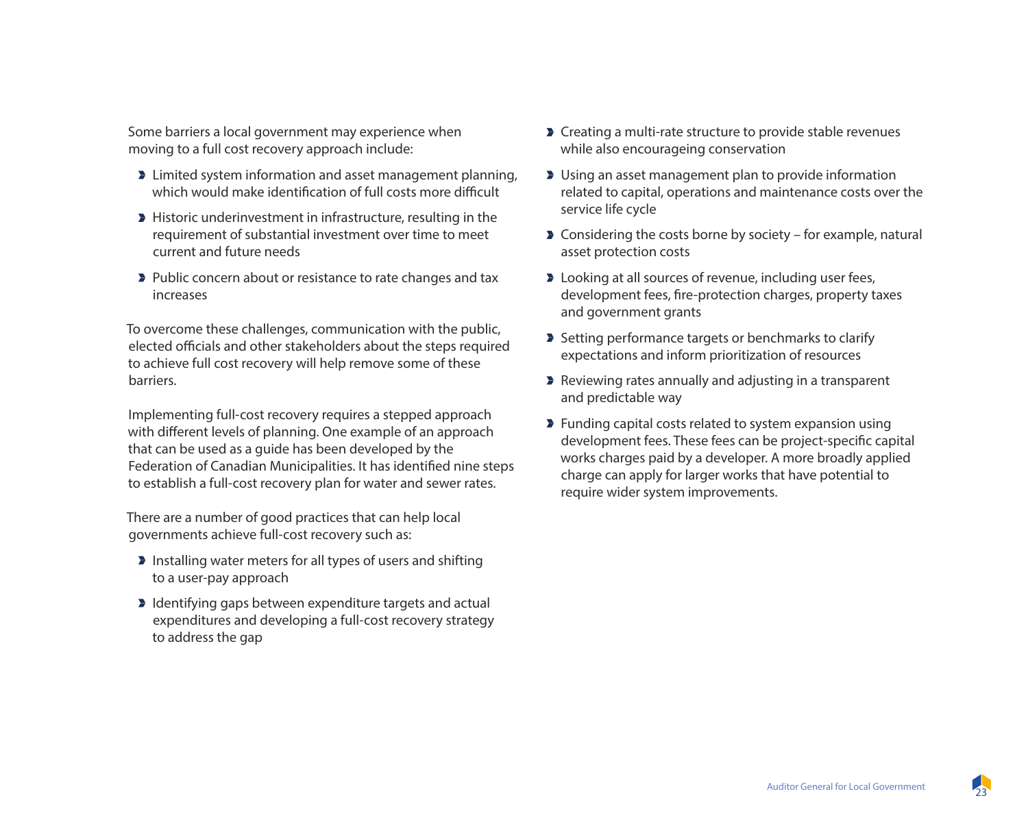Some barriers a local government may experience when moving to a full cost recovery approach include:

- Limited system information and asset management planning, which would make identification of full costs more difficult
- Historic underinvestment in infrastructure, resulting in the requirement of substantial investment over time to meet current and future needs
- Public concern about or resistance to rate changes and tax increases

To overcome these challenges, communication with the public, elected officials and other stakeholders about the steps required to achieve full cost recovery will help remove some of these barriers.

Implementing full-cost recovery requires a stepped approach with different levels of planning. One example of an approach that can be used as a guide has been developed by the Federation of Canadian Municipalities. It has identified nine steps to establish a full-cost recovery plan for water and sewer rates.

There are a number of good practices that can help local governments achieve full-cost recovery such as:

- Installing water meters for all types of users and shifting to a user-pay approach
- Identifying gaps between expenditure targets and actual expenditures and developing a full-cost recovery strategy to address the gap
- Creating a multi-rate structure to provide stable revenues while also encourageing conservation
- Using an asset management plan to provide information related to capital, operations and maintenance costs over the service life cycle
- Considering the costs borne by society – for example, natural asset protection costs
- Looking at all sources of revenue, including user fees, development fees, fire-protection charges, property taxes and government grants
- Setting performance targets or benchmarks to clarify expectations and inform prioritization of resources
- Reviewing rates annually and adjusting in a transparent and predictable way
- Funding capital costs related to system expansion using development fees. These fees can be project-specific capital works charges paid by a developer. A more broadly applied charge can apply for larger works that have potential to require wider system improvements.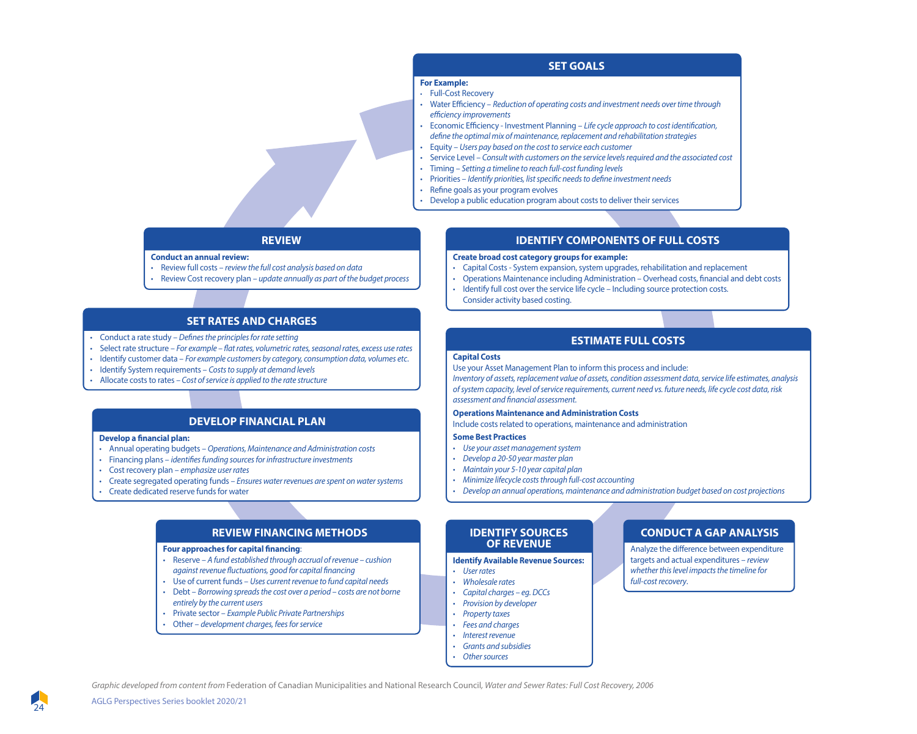## SET GOALS

**For Example:**

- Full-Cost Recovery
- Water Efficiency – *Reduction of operating costs and investment needs over time through efficiency improvements*
- Economic Efficiency - Investment Planning – *Life cycle approach to cost identification, define the optimal mix of maintenance, replacement and rehabilitation strategies*
- Equity – *Users pay based on the cost to service each customer*
- Service Level – *Consult with customers on the service levels required and the associated cost*
- Timing – *Setting a timeline to reach full-cost funding levels*
- Priorities – *Identify priorities, list specific needs to define investment needs*
- Refine goals as your program evolves
- Develop a public education program about costs to deliver their services

## IDENTIFY COMPONENTS OF FULL COSTS

**Create broad cost category groups for example:**

- Capital Costs - System expansion, system upgrades, rehabilitation and replacement
- Operations Maintenance including Administration – Overhead costs, financial and debt costs
- Identify full cost over the service life cycle – Including source protection costs. Consider activity based costing.

## ESTIMATE FULL COSTS

**Capital Costs**

Use your Asset Management Plan to inform this process and include:
*Inventory of assets, replacement value of assets, condition assessment data, service life estimates, analysis of system capacity, level of service requirements, current need vs. future needs, life cycle cost data, risk assessment and financial assessment.*

**Operations Maintenance and Administration Costs**

Include costs related to operations, maintenance and administration

**Some Best Practices**

- *Use your asset management system*
- *Develop a 20-50 year master plan*
- *Maintain your 5-10 year capital plan*
- *Minimize lifecycle costs through full-cost accounting*
- *Develop an annual operations, maintenance and administration budget based on cost projections*

## CONDUCT A GAP ANALYSIS

Analyze the difference between expenditure targets and actual expenditures – *review whether this level impacts the timeline for full-cost recovery.*

## IDENTIFY SOURCES OF REVENUE

**Identify Available Revenue Sources:**

- *User rates*
- *Wholesale rates*
- *Capital charges – eg. DCCs*
- *Provision by developer*
- *Property taxes*
- *Fees and charges*
- *Interest revenue*
- *Grants and subsidies*
- *Other sources*

## REVIEW FINANCING METHODS

**Four approaches for capital financing**:

- Reserve – *A fund established through accrual of revenue – cushion against revenue fluctuations, good for capital financing*
- Use of current funds – *Uses current revenue to fund capital needs*
- Debt – *Borrowing spreads the cost over a period – costs are not borne entirely by the current users*
- Private sector – *Example Public Private Partnerships*
- Other – *development charges, fees for service*

## DEVELOP FINANCIAL PLAN

**Develop a financial plan:**

- Annual operating budgets – *Operations, Maintenance and Administration costs*
- Financing plans – *identifies funding sources for infrastructure investments*
- Cost recovery plan – *emphasize user rates*
- Create segregated operating funds – *Ensures water revenues are spent on water systems*
- Create dedicated reserve funds for water

## SET RATES AND CHARGES

- Conduct a rate study – *Defines the principles for rate setting*
- Select rate structure – *For example – flat rates, volumetric rates, seasonal rates, excess use rates*
- Identify customer data – *For example customers by category, consumption data, volumes etc.*
- Identify System requirements – *Costs to supply at demand levels*
- Allocate costs to rates – *Cost of service is applied to the rate structure*

## REVIEW

**Conduct an annual review:**

- Review full costs – *review the full cost analysis based on data*
- Review Cost recovery plan – *update annually as part of the budget process*

*Graphic developed from content from* Federation of Canadian Municipalities and National Research Council, *Water and Sewer Rates: Full Cost Recovery, 2006*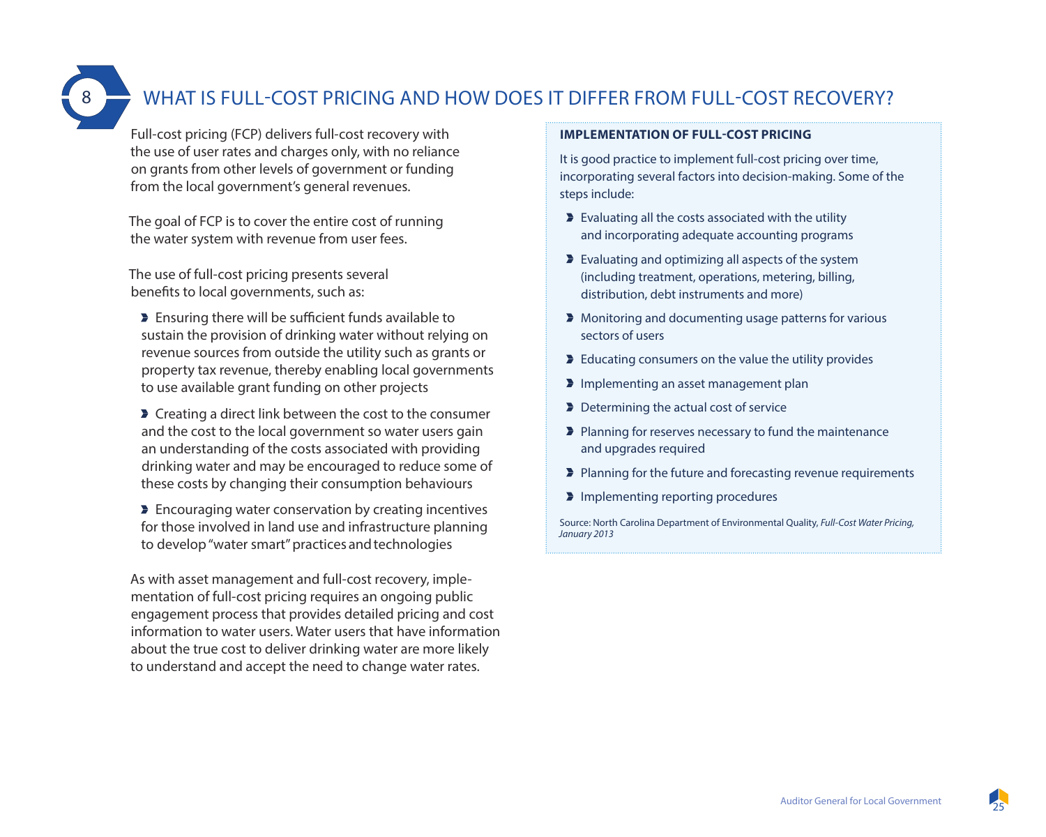## 8 WHAT IS FULL-COST PRICING AND HOW DOES IT DIFFER FROM FULL-COST RECOVERY?

Full-cost pricing (FCP) delivers full-cost recovery with the use of user rates and charges only, with no reliance on grants from other levels of government or funding from the local government's general revenues.

The goal of FCP is to cover the entire cost of running the water system with revenue from user fees.

The use of full-cost pricing presents several benefits to local governments, such as:

- Ensuring there will be sufficient funds available to sustain the provision of drinking water without relying on revenue sources from outside the utility such as grants or property tax revenue, thereby enabling local governments to use available grant funding on other projects
- Creating a direct link between the cost to the consumer and the cost to the local government so water users gain an understanding of the costs associated with providing drinking water and may be encouraged to reduce some of these costs by changing their consumption behaviours
- Encouraging water conservation by creating incentives for those involved in land use and infrastructure planning to develop "water smart" practices and technologies

As with asset management and full-cost recovery, implementation of full-cost pricing requires an ongoing public engagement process that provides detailed pricing and cost information to water users. Water users that have information about the true cost to deliver drinking water are more likely to understand and accept the need to change water rates.

**IMPLEMENTATION OF FULL-COST PRICING**

It is good practice to implement full-cost pricing over time, incorporating several factors into decision-making. Some of the steps include:

- Evaluating all the costs associated with the utility and incorporating adequate accounting programs
- Evaluating and optimizing all aspects of the system (including treatment, operations, metering, billing, distribution, debt instruments and more)
- Monitoring and documenting usage patterns for various sectors of users
- Educating consumers on the value the utility provides
- Implementing an asset management plan
- Determining the actual cost of service
- Planning for reserves necessary to fund the maintenance and upgrades required
- Planning for the future and forecasting revenue requirements
- Implementing reporting procedures

Source: North Carolina Department of Environmental Quality, *Full-Cost Water Pricing, January 2013*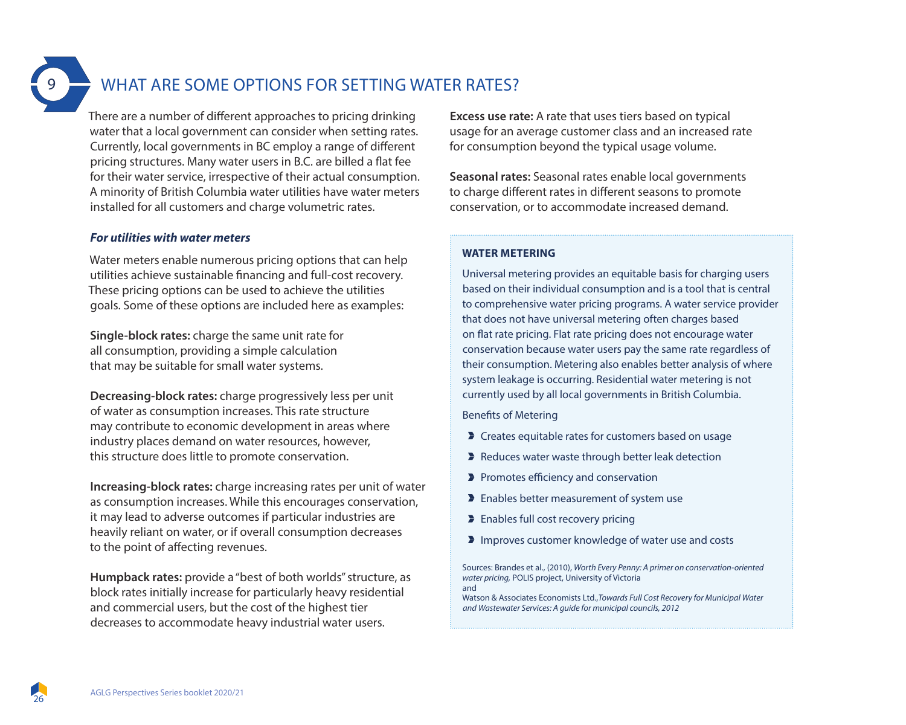## 9 WHAT ARE SOME OPTIONS FOR SETTING WATER RATES?

There are a number of different approaches to pricing drinking water that a local government can consider when setting rates. Currently, local governments in BC employ a range of different pricing structures. Many water users in B.C. are billed a flat fee for their water service, irrespective of their actual consumption. A minority of British Columbia water utilities have water meters installed for all customers and charge volumetric rates.

### *For utilities with water meters*

Water meters enable numerous pricing options that can help utilities achieve sustainable financing and full-cost recovery. These pricing options can be used to achieve the utilities goals. Some of these options are included here as examples:

**Single-block rates:** charge the same unit rate for all consumption, providing a simple calculation that may be suitable for small water systems.

**Decreasing-block rates:** charge progressively less per unit of water as consumption increases. This rate structure may contribute to economic development in areas where industry places demand on water resources, however, this structure does little to promote conservation.

**Increasing-block rates:** charge increasing rates per unit of water as consumption increases. While this encourages conservation, it may lead to adverse outcomes if particular industries are heavily reliant on water, or if overall consumption decreases to the point of affecting revenues.

**Humpback rates:** provide a "best of both worlds" structure, as block rates initially increase for particularly heavy residential and commercial users, but the cost of the highest tier decreases to accommodate heavy industrial water users.

**Excess use rate:** A rate that uses tiers based on typical usage for an average customer class and an increased rate for consumption beyond the typical usage volume.

**Seasonal rates:** Seasonal rates enable local governments to charge different rates in different seasons to promote conservation, or to accommodate increased demand.

**WATER METERING**

Universal metering provides an equitable basis for charging users based on their individual consumption and is a tool that is central to comprehensive water pricing programs. A water service provider that does not have universal metering often charges based on flat rate pricing. Flat rate pricing does not encourage water conservation because water users pay the same rate regardless of their consumption. Metering also enables better analysis of where system leakage is occurring. Residential water metering is not currently used by all local governments in British Columbia.

Benefits of Metering

- Creates equitable rates for customers based on usage
- Reduces water waste through better leak detection
- Promotes efficiency and conservation
- Enables better measurement of system use
- Enables full cost recovery pricing
- Improves customer knowledge of water use and costs

Sources: Brandes et al., (2010), *Worth Every Penny: A primer on conservation-oriented water pricing,* POLIS project, University of Victoria
and
Watson & Associates Economists Ltd.,*Towards Full Cost Recovery for Municipal Water and Wastewater Services: A guide for municipal councils, 2012*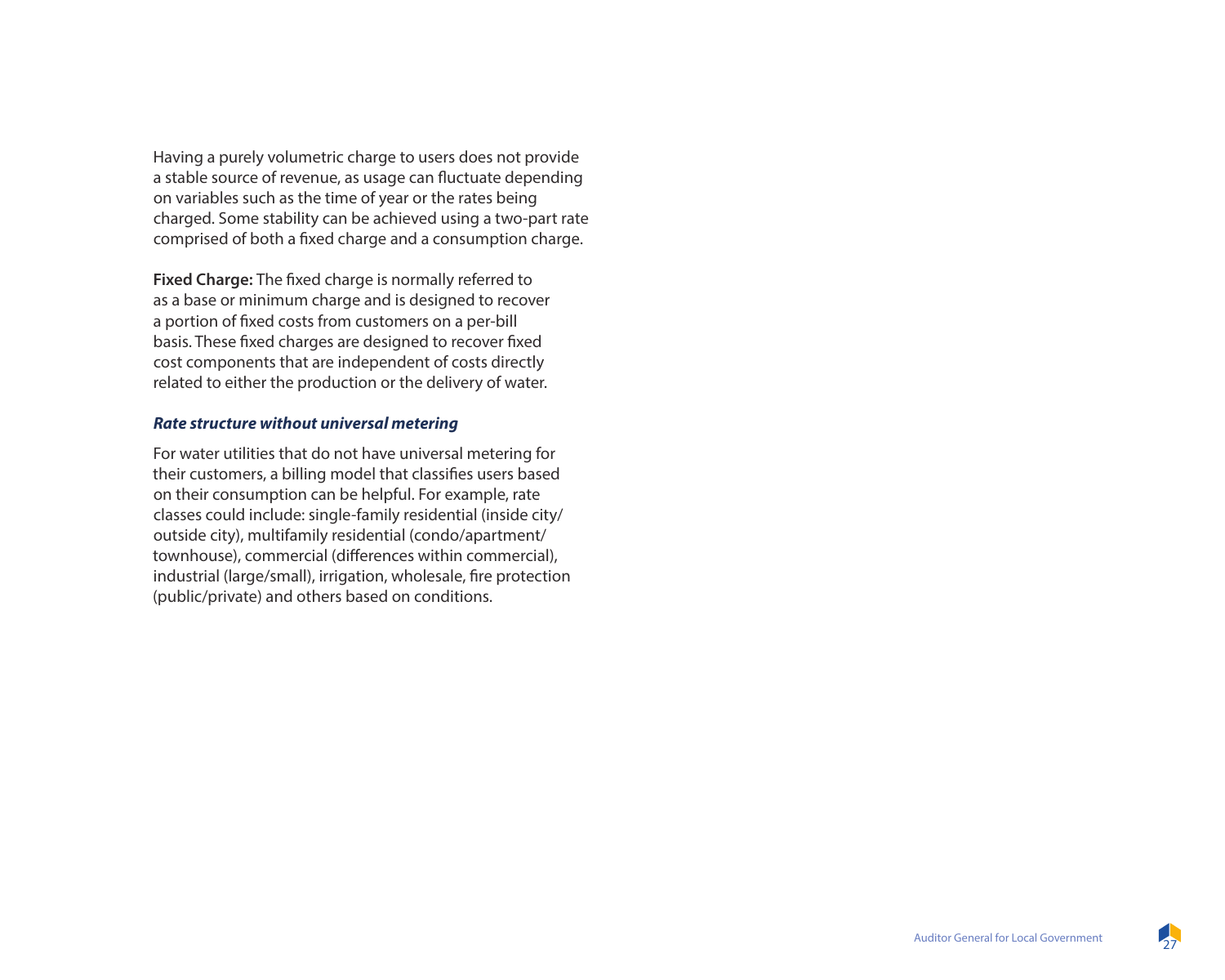Having a purely volumetric charge to users does not provide a stable source of revenue, as usage can fluctuate depending on variables such as the time of year or the rates being charged. Some stability can be achieved using a two-part rate comprised of both a fixed charge and a consumption charge.

**Fixed Charge:** The fixed charge is normally referred to as a base or minimum charge and is designed to recover a portion of fixed costs from customers on a per-bill basis. These fixed charges are designed to recover fixed cost components that are independent of costs directly related to either the production or the delivery of water.

### *Rate structure without universal metering*

For water utilities that do not have universal metering for their customers, a billing model that classifies users based on their consumption can be helpful. For example, rate classes could include: single-family residential (inside city/outside city), multifamily residential (condo/apartment/townhouse), commercial (differences within commercial), industrial (large/small), irrigation, wholesale, fire protection (public/private) and others based on conditions.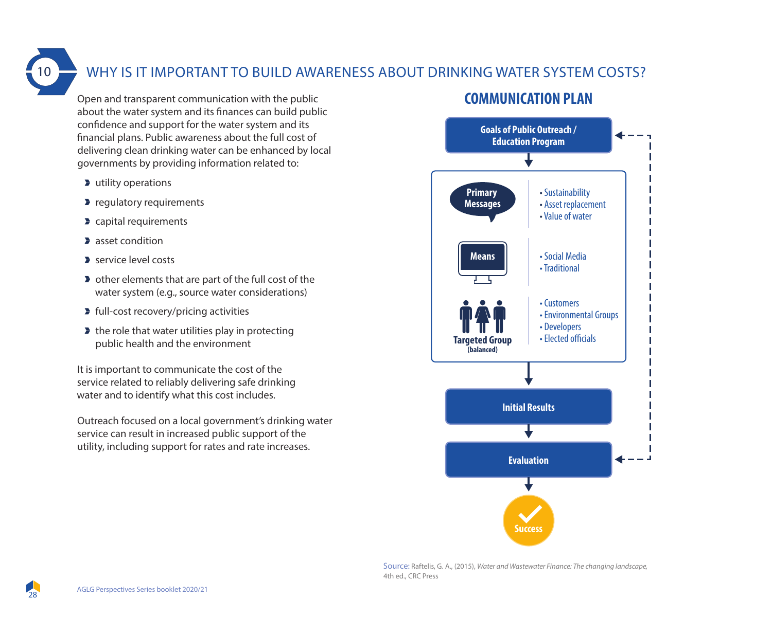# 10 WHY IS IT IMPORTANT TO BUILD AWARENESS ABOUT DRINKING WATER SYSTEM COSTS?

Open and transparent communication with the public about the water system and its finances can build public confidence and support for the water system and its financial plans. Public awareness about the full cost of delivering clean drinking water can be enhanced by local governments by providing information related to:

- utility operations
- regulatory requirements
- capital requirements
- asset condition
- service level costs
- other elements that are part of the full cost of the water system (e.g., source water considerations)
- full-cost recovery/pricing activities
- the role that water utilities play in protecting public health and the environment

It is important to communicate the cost of the service related to reliably delivering safe drinking water and to identify what this cost includes.

Outreach focused on a local government's drinking water service can result in increased public support of the utility, including support for rates and rate increases.

## COMMUNICATION PLAN

**Goals of Public Outreach / Education Program**

↓

**Primary Messages**
- Sustainability
- Asset replacement
- Value of water

**Means**
- Social Media
- Traditional

**Targeted Group (balanced)**
- Customers
- Environmental Groups
- Developers
- Elected officials

↓

**Initial Results**

↓

**Evaluation** (feeds back to Goals of Public Outreach / Education Program)

↓

**Success**

Source: Raftelis, G. A., (2015), *Water and Wastewater Finance: The changing landscape*, 4th ed., CRC Press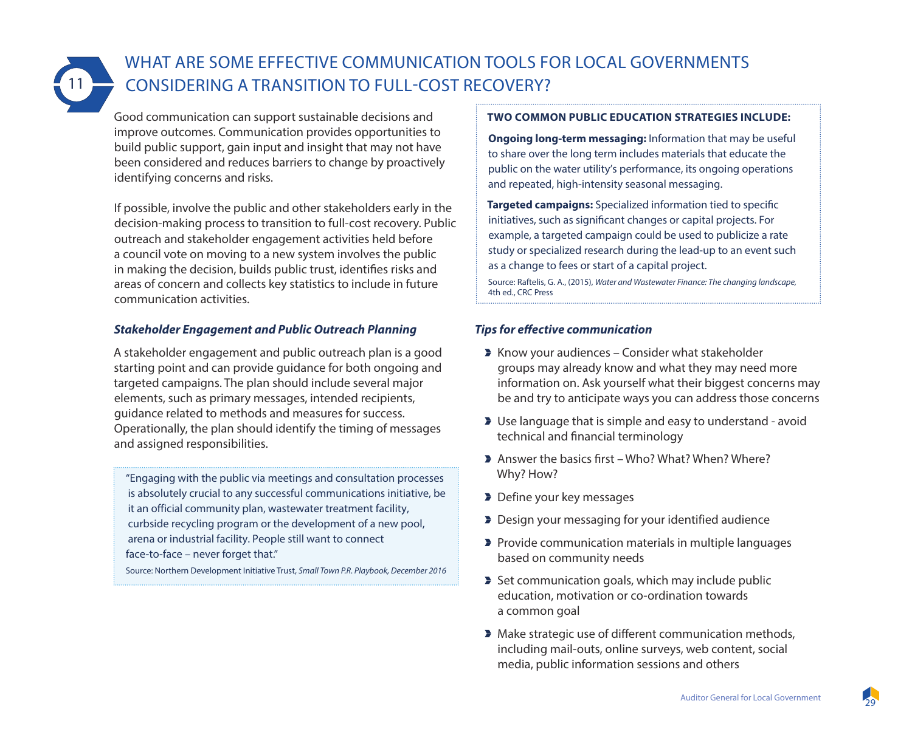## 11 WHAT ARE SOME EFFECTIVE COMMUNICATION TOOLS FOR LOCAL GOVERNMENTS CONSIDERING A TRANSITION TO FULL-COST RECOVERY?

Good communication can support sustainable decisions and improve outcomes. Communication provides opportunities to build public support, gain input and insight that may not have been considered and reduces barriers to change by proactively identifying concerns and risks.

If possible, involve the public and other stakeholders early in the decision-making process to transition to full-cost recovery. Public outreach and stakeholder engagement activities held before a council vote on moving to a new system involves the public in making the decision, builds public trust, identifies risks and areas of concern and collects key statistics to include in future communication activities.

### *Stakeholder Engagement and Public Outreach Planning*

A stakeholder engagement and public outreach plan is a good starting point and can provide guidance for both ongoing and targeted campaigns. The plan should include several major elements, such as primary messages, intended recipients, guidance related to methods and measures for success. Operationally, the plan should identify the timing of messages and assigned responsibilities.

> "Engaging with the public via meetings and consultation processes is absolutely crucial to any successful communications initiative, be it an official community plan, wastewater treatment facility, curbside recycling program or the development of a new pool, arena or industrial facility. People still want to connect face-to-face – never forget that."
>
> Source: Northern Development Initiative Trust, *Small Town P.R. Playbook, December 2016*

**TWO COMMON PUBLIC EDUCATION STRATEGIES INCLUDE:**

**Ongoing long-term messaging:** Information that may be useful to share over the long term includes materials that educate the public on the water utility's performance, its ongoing operations and repeated, high-intensity seasonal messaging.

**Targeted campaigns:** Specialized information tied to specific initiatives, such as significant changes or capital projects. For example, a targeted campaign could be used to publicize a rate study or specialized research during the lead-up to an event such as a change to fees or start of a capital project.

Source: Raftelis, G. A., (2015), *Water and Wastewater Finance: The changing landscape,* 4th ed., CRC Press

### *Tips for effective communication*

- Know your audiences – Consider what stakeholder groups may already know and what they may need more information on. Ask yourself what their biggest concerns may be and try to anticipate ways you can address those concerns
- Use language that is simple and easy to understand - avoid technical and financial terminology
- Answer the basics first – Who? What? When? Where? Why? How?
- Define your key messages
- Design your messaging for your identified audience
- Provide communication materials in multiple languages based on community needs
- Set communication goals, which may include public education, motivation or co-ordination towards a common goal
- Make strategic use of different communication methods, including mail-outs, online surveys, web content, social media, public information sessions and others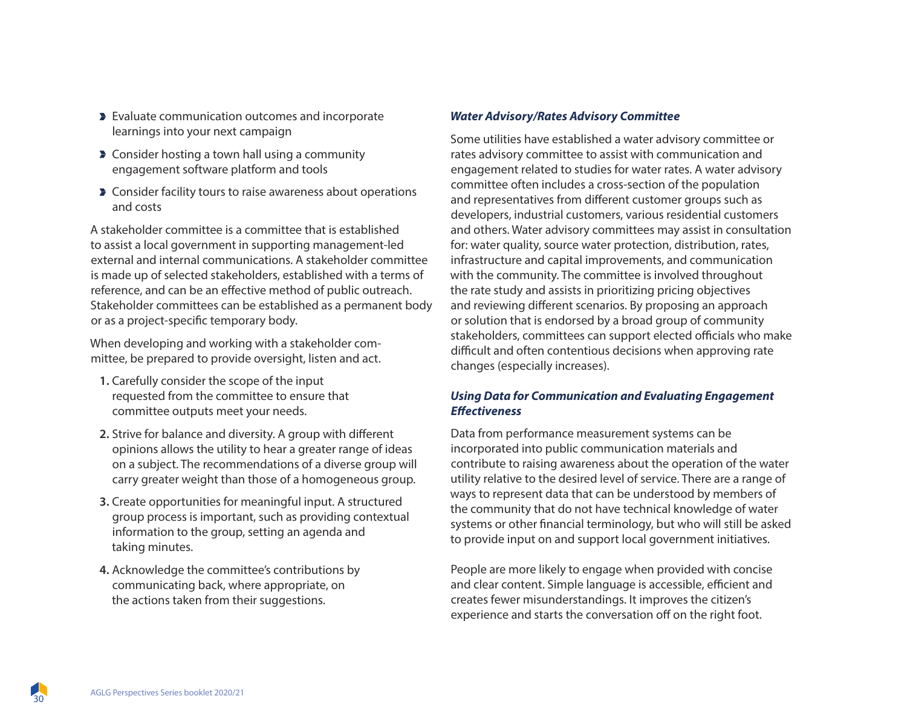- Evaluate communication outcomes and incorporate learnings into your next campaign
- Consider hosting a town hall using a community engagement software platform and tools
- Consider facility tours to raise awareness about operations and costs

A stakeholder committee is a committee that is established to assist a local government in supporting management-led external and internal communications. A stakeholder committee is made up of selected stakeholders, established with a terms of reference, and can be an effective method of public outreach. Stakeholder committees can be established as a permanent body or as a project-specific temporary body.

When developing and working with a stakeholder committee, be prepared to provide oversight, listen and act.

1. Carefully consider the scope of the input requested from the committee to ensure that committee outputs meet your needs.
2. Strive for balance and diversity. A group with different opinions allows the utility to hear a greater range of ideas on a subject. The recommendations of a diverse group will carry greater weight than those of a homogeneous group.
3. Create opportunities for meaningful input. A structured group process is important, such as providing contextual information to the group, setting an agenda and taking minutes.
4. Acknowledge the committee's contributions by communicating back, where appropriate, on the actions taken from their suggestions.

### *Water Advisory/Rates Advisory Committee*

Some utilities have established a water advisory committee or rates advisory committee to assist with communication and engagement related to studies for water rates. A water advisory committee often includes a cross-section of the population and representatives from different customer groups such as developers, industrial customers, various residential customers and others. Water advisory committees may assist in consultation for: water quality, source water protection, distribution, rates, infrastructure and capital improvements, and communication with the community. The committee is involved throughout the rate study and assists in prioritizing pricing objectives and reviewing different scenarios. By proposing an approach or solution that is endorsed by a broad group of community stakeholders, committees can support elected officials who make difficult and often contentious decisions when approving rate changes (especially increases).

### *Using Data for Communication and Evaluating Engagement Effectiveness*

Data from performance measurement systems can be incorporated into public communication materials and contribute to raising awareness about the operation of the water utility relative to the desired level of service. There are a range of ways to represent data that can be understood by members of the community that do not have technical knowledge of water systems or other financial terminology, but who will still be asked to provide input on and support local government initiatives.

People are more likely to engage when provided with concise and clear content. Simple language is accessible, efficient and creates fewer misunderstandings. It improves the citizen's experience and starts the conversation off on the right foot.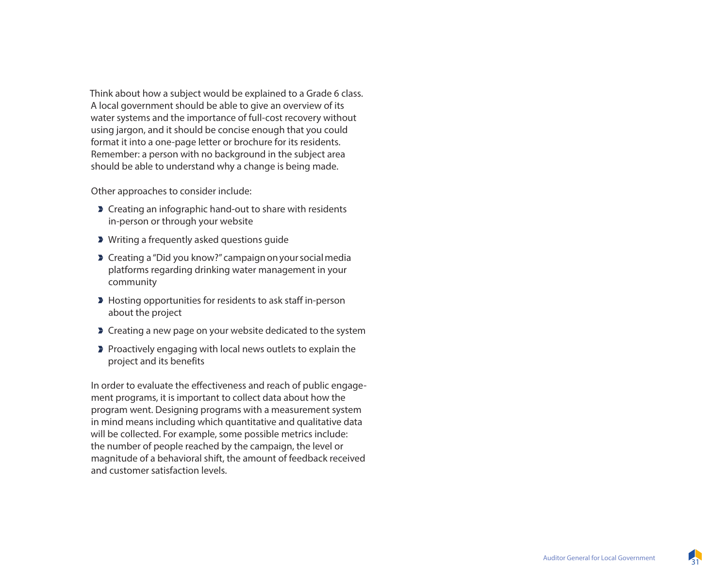Think about how a subject would be explained to a Grade 6 class. A local government should be able to give an overview of its water systems and the importance of full-cost recovery without using jargon, and it should be concise enough that you could format it into a one-page letter or brochure for its residents. Remember: a person with no background in the subject area should be able to understand why a change is being made.

Other approaches to consider include:

- Creating an infographic hand-out to share with residents in-person or through your website
- Writing a frequently asked questions guide
- Creating a "Did you know?" campaign on your social media platforms regarding drinking water management in your community
- Hosting opportunities for residents to ask staff in-person about the project
- Creating a new page on your website dedicated to the system
- Proactively engaging with local news outlets to explain the project and its benefits

In order to evaluate the effectiveness and reach of public engagement programs, it is important to collect data about how the program went. Designing programs with a measurement system in mind means including which quantitative and qualitative data will be collected. For example, some possible metrics include: the number of people reached by the campaign, the level or magnitude of a behavioral shift, the amount of feedback received and customer satisfaction levels.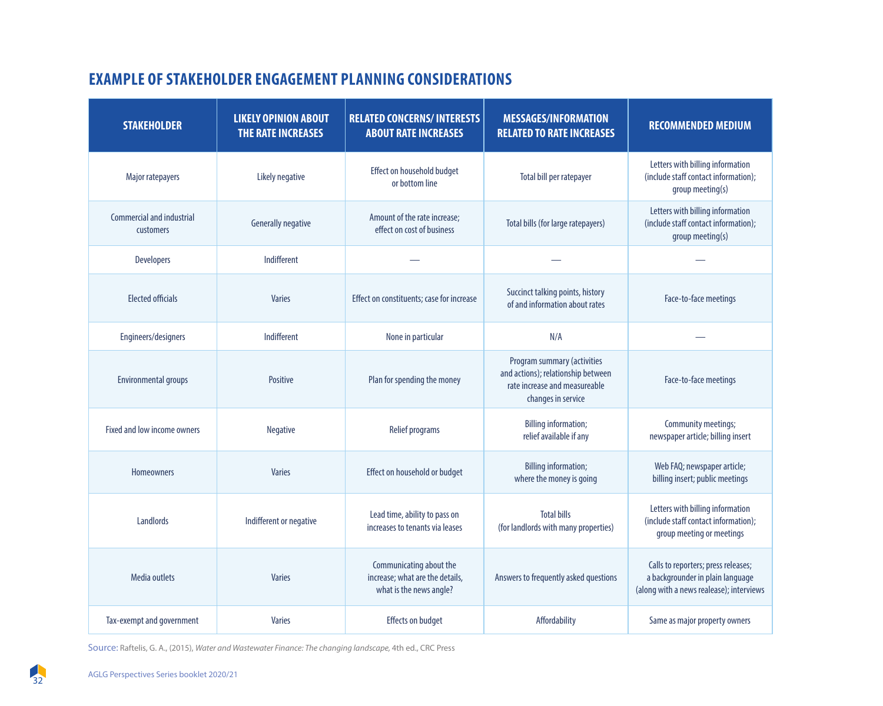## EXAMPLE OF STAKEHOLDER ENGAGEMENT PLANNING CONSIDERATIONS

| STAKEHOLDER | LIKELY OPINION ABOUT THE RATE INCREASES | RELATED CONCERNS/ INTERESTS ABOUT RATE INCREASES | MESSAGES/INFORMATION RELATED TO RATE INCREASES | RECOMMENDED MEDIUM |
|---|---|---|---|---|
| Major ratepayers | Likely negative | Effect on household budget or bottom line | Total bill per ratepayer | Letters with billing information (include staff contact information); group meeting(s) |
| Commercial and industrial customers | Generally negative | Amount of the rate increase; effect on cost of business | Total bills (for large ratepayers) | Letters with billing information (include staff contact information); group meeting(s) |
| Developers | Indifferent | — | — | — |
| Elected officials | Varies | Effect on constituents; case for increase | Succinct talking points, history of and information about rates | Face-to-face meetings |
| Engineers/designers | Indifferent | None in particular | N/A | — |
| Environmental groups | Positive | Plan for spending the money | Program summary (activities and actions); relationship between rate increase and measureable changes in service | Face-to-face meetings |
| Fixed and low income owners | Negative | Relief programs | Billing information; relief available if any | Community meetings; newspaper article; billing insert |
| Homeowners | Varies | Effect on household or budget | Billing information; where the money is going | Web FAQ; newspaper article; billing insert; public meetings |
| Landlords | Indifferent or negative | Lead time, ability to pass on increases to tenants via leases | Total bills (for landlords with many properties) | Letters with billing information (include staff contact information); group meeting or meetings |
| Media outlets | Varies | Communicating about the increase; what are the details, what is the news angle? | Answers to frequently asked questions | Calls to reporters; press releases; a backgrounder in plain language (along with a news realease); interviews |
| Tax-exempt and government | Varies | Effects on budget | Affordability | Same as major property owners |

Source: Raftelis, G. A., (2015), *Water and Wastewater Finance: The changing landscape,* 4th ed., CRC Press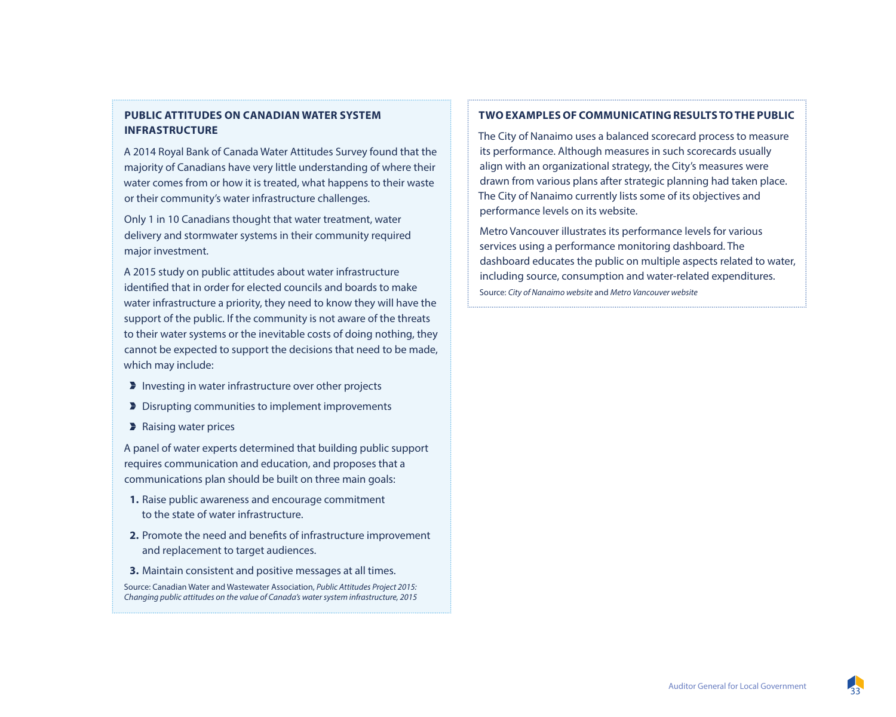### PUBLIC ATTITUDES ON CANADIAN WATER SYSTEM INFRASTRUCTURE

A 2014 Royal Bank of Canada Water Attitudes Survey found that the majority of Canadians have very little understanding of where their water comes from or how it is treated, what happens to their waste or their community's water infrastructure challenges.

Only 1 in 10 Canadians thought that water treatment, water delivery and stormwater systems in their community required major investment.

A 2015 study on public attitudes about water infrastructure identified that in order for elected councils and boards to make water infrastructure a priority, they need to know they will have the support of the public. If the community is not aware of the threats to their water systems or the inevitable costs of doing nothing, they cannot be expected to support the decisions that need to be made, which may include:

- Investing in water infrastructure over other projects
- Disrupting communities to implement improvements
- Raising water prices

A panel of water experts determined that building public support requires communication and education, and proposes that a communications plan should be built on three main goals:

1. Raise public awareness and encourage commitment to the state of water infrastructure.
2. Promote the need and benefits of infrastructure improvement and replacement to target audiences.
3. Maintain consistent and positive messages at all times.

Source: Canadian Water and Wastewater Association, *Public Attitudes Project 2015: Changing public attitudes on the value of Canada's water system infrastructure, 2015*

### TWO EXAMPLES OF COMMUNICATING RESULTS TO THE PUBLIC

The City of Nanaimo uses a balanced scorecard process to measure its performance. Although measures in such scorecards usually align with an organizational strategy, the City's measures were drawn from various plans after strategic planning had taken place. The City of Nanaimo currently lists some of its objectives and performance levels on its website.

Metro Vancouver illustrates its performance levels for various services using a performance monitoring dashboard. The dashboard educates the public on multiple aspects related to water, including source, consumption and water-related expenditures.

Source: *City of Nanaimo website* and *Metro Vancouver website*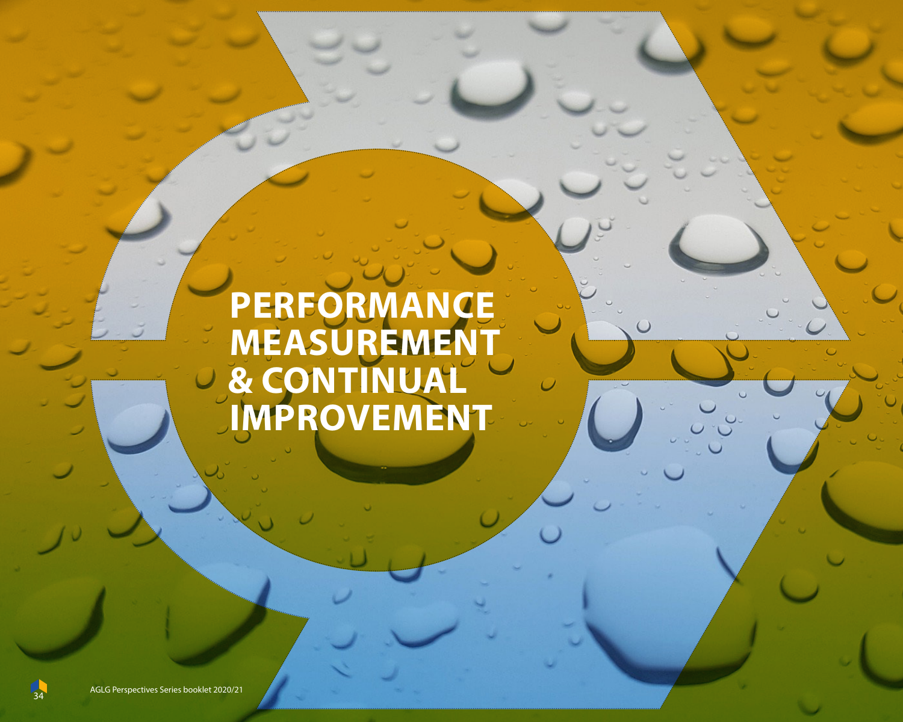# PERFORMANCE MEASUREMENT & CONTINUAL IMPROVEMENT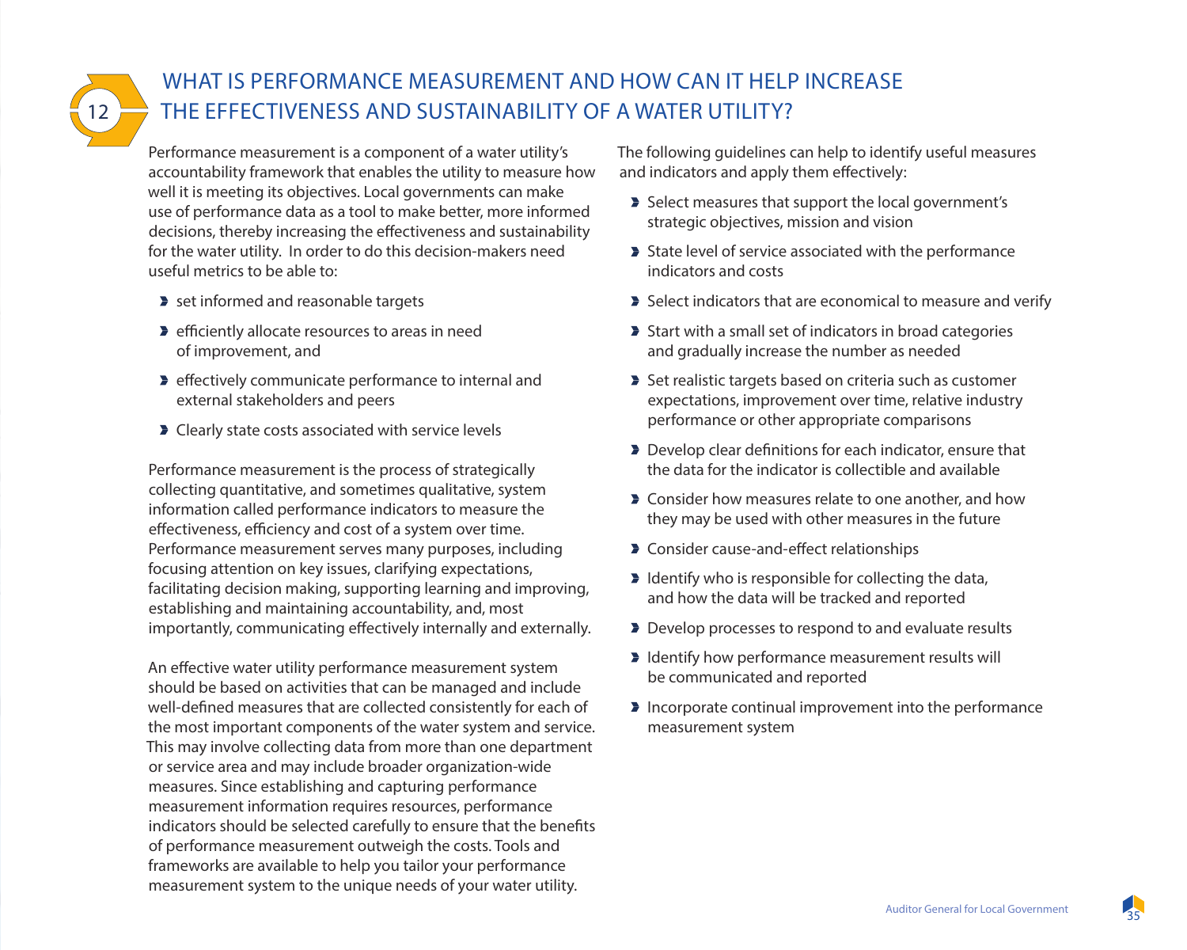## 12 WHAT IS PERFORMANCE MEASUREMENT AND HOW CAN IT HELP INCREASE THE EFFECTIVENESS AND SUSTAINABILITY OF A WATER UTILITY?

Performance measurement is a component of a water utility's accountability framework that enables the utility to measure how well it is meeting its objectives. Local governments can make use of performance data as a tool to make better, more informed decisions, thereby increasing the effectiveness and sustainability for the water utility. In order to do this decision-makers need useful metrics to be able to:

- set informed and reasonable targets
- efficiently allocate resources to areas in need of improvement, and
- effectively communicate performance to internal and external stakeholders and peers
- Clearly state costs associated with service levels

Performance measurement is the process of strategically collecting quantitative, and sometimes qualitative, system information called performance indicators to measure the effectiveness, efficiency and cost of a system over time. Performance measurement serves many purposes, including focusing attention on key issues, clarifying expectations, facilitating decision making, supporting learning and improving, establishing and maintaining accountability, and, most importantly, communicating effectively internally and externally.

An effective water utility performance measurement system should be based on activities that can be managed and include well-defined measures that are collected consistently for each of the most important components of the water system and service. This may involve collecting data from more than one department or service area and may include broader organization-wide measures. Since establishing and capturing performance measurement information requires resources, performance indicators should be selected carefully to ensure that the benefits of performance measurement outweigh the costs. Tools and frameworks are available to help you tailor your performance measurement system to the unique needs of your water utility.

The following guidelines can help to identify useful measures and indicators and apply them effectively:

- Select measures that support the local government's strategic objectives, mission and vision
- State level of service associated with the performance indicators and costs
- Select indicators that are economical to measure and verify
- Start with a small set of indicators in broad categories and gradually increase the number as needed
- Set realistic targets based on criteria such as customer expectations, improvement over time, relative industry performance or other appropriate comparisons
- Develop clear definitions for each indicator, ensure that the data for the indicator is collectible and available
- Consider how measures relate to one another, and how they may be used with other measures in the future
- Consider cause-and-effect relationships
- Identify who is responsible for collecting the data, and how the data will be tracked and reported
- Develop processes to respond to and evaluate results
- Identify how performance measurement results will be communicated and reported
- Incorporate continual improvement into the performance measurement system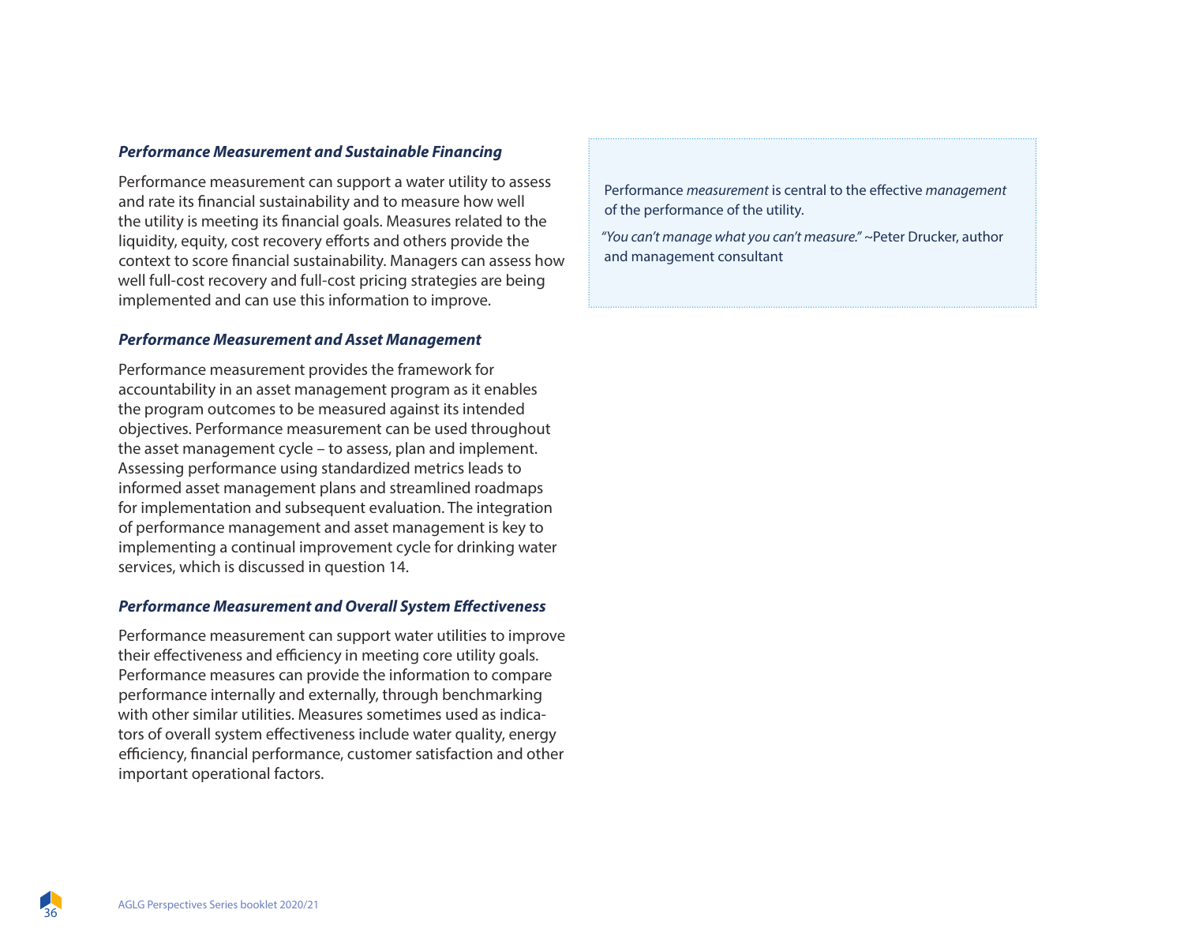***Performance Measurement and Sustainable Financing***

Performance measurement can support a water utility to assess and rate its financial sustainability and to measure how well the utility is meeting its financial goals. Measures related to the liquidity, equity, cost recovery efforts and others provide the context to score financial sustainability. Managers can assess how well full-cost recovery and full-cost pricing strategies are being implemented and can use this information to improve.

***Performance Measurement and Asset Management***

Performance measurement provides the framework for accountability in an asset management program as it enables the program outcomes to be measured against its intended objectives. Performance measurement can be used throughout the asset management cycle – to assess, plan and implement. Assessing performance using standardized metrics leads to informed asset management plans and streamlined roadmaps for implementation and subsequent evaluation. The integration of performance management and asset management is key to implementing a continual improvement cycle for drinking water services, which is discussed in question 14.

***Performance Measurement and Overall System Effectiveness***

Performance measurement can support water utilities to improve their effectiveness and efficiency in meeting core utility goals. Performance measures can provide the information to compare performance internally and externally, through benchmarking with other similar utilities. Measures sometimes used as indicators of overall system effectiveness include water quality, energy efficiency, financial performance, customer satisfaction and other important operational factors.

> Performance *measurement* is central to the effective *management* of the performance of the utility.
>
> *"You can't manage what you can't measure."* ~Peter Drucker, author and management consultant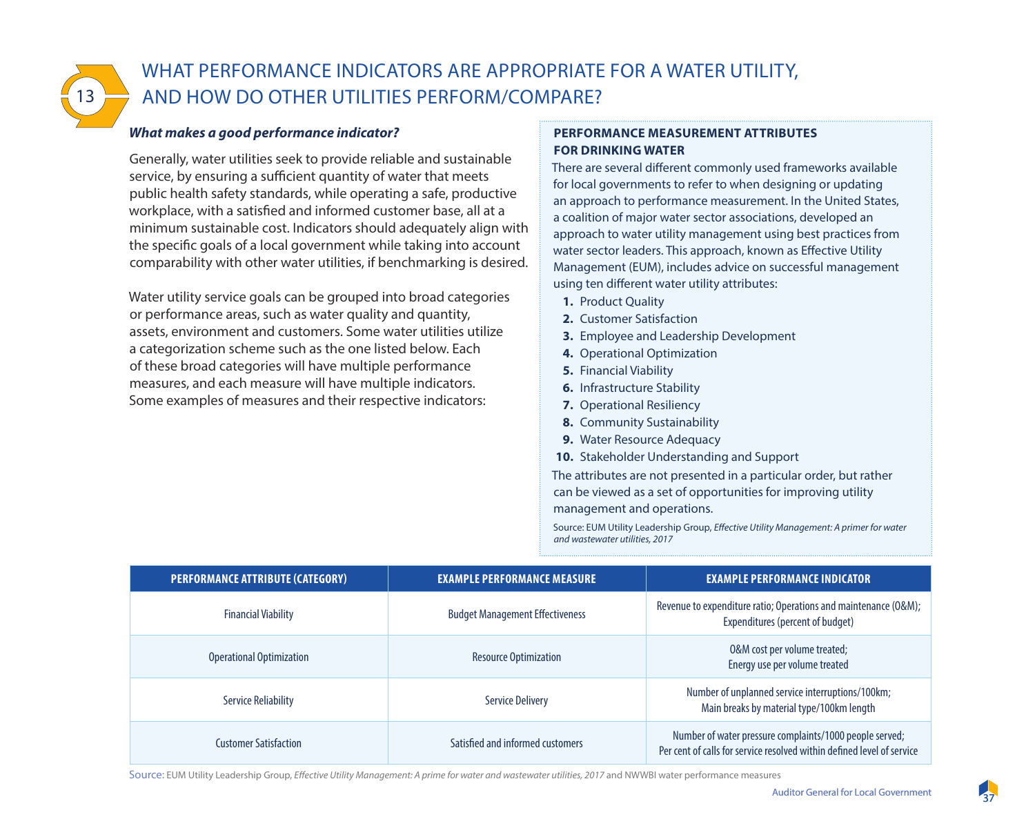# 13 WHAT PERFORMANCE INDICATORS ARE APPROPRIATE FOR A WATER UTILITY, AND HOW DO OTHER UTILITIES PERFORM/COMPARE?

***What makes a good performance indicator?***

Generally, water utilities seek to provide reliable and sustainable service, by ensuring a sufficient quantity of water that meets public health safety standards, while operating a safe, productive workplace, with a satisfied and informed customer base, all at a minimum sustainable cost. Indicators should adequately align with the specific goals of a local government while taking into account comparability with other water utilities, if benchmarking is desired.

Water utility service goals can be grouped into broad categories or performance areas, such as water quality and quantity, assets, environment and customers. Some water utilities utilize a categorization scheme such as the one listed below. Each of these broad categories will have multiple performance measures, and each measure will have multiple indicators. Some examples of measures and their respective indicators:

**PERFORMANCE MEASUREMENT ATTRIBUTES FOR DRINKING WATER**

There are several different commonly used frameworks available for local governments to refer to when designing or updating an approach to performance measurement. In the United States, a coalition of major water sector associations, developed an approach to water utility management using best practices from water sector leaders. This approach, known as Effective Utility Management (EUM), includes advice on successful management using ten different water utility attributes:

1. Product Quality
2. Customer Satisfaction
3. Employee and Leadership Development
4. Operational Optimization
5. Financial Viability
6. Infrastructure Stability
7. Operational Resiliency
8. Community Sustainability
9. Water Resource Adequacy
10. Stakeholder Understanding and Support

The attributes are not presented in a particular order, but rather can be viewed as a set of opportunities for improving utility management and operations.

Source: EUM Utility Leadership Group, *Effective Utility Management: A primer for water and wastewater utilities, 2017*

| PERFORMANCE ATTRIBUTE (CATEGORY) | EXAMPLE PERFORMANCE MEASURE | EXAMPLE PERFORMANCE INDICATOR |
|---|---|---|
| Financial Viability | Budget Management Effectiveness | Revenue to expenditure ratio; Operations and maintenance (O&M); Expenditures (percent of budget) |
| Operational Optimization | Resource Optimization | O&M cost per volume treated; Energy use per volume treated |
| Service Reliability | Service Delivery | Number of unplanned service interruptions/100km; Main breaks by material type/100km length |
| Customer Satisfaction | Satisfied and informed customers | Number of water pressure complaints/1000 people served; Per cent of calls for service resolved within defined level of service |

Source: EUM Utility Leadership Group, *Effective Utility Management: A prime for water and wastewater utilities, 2017* and NWWBI water performance measures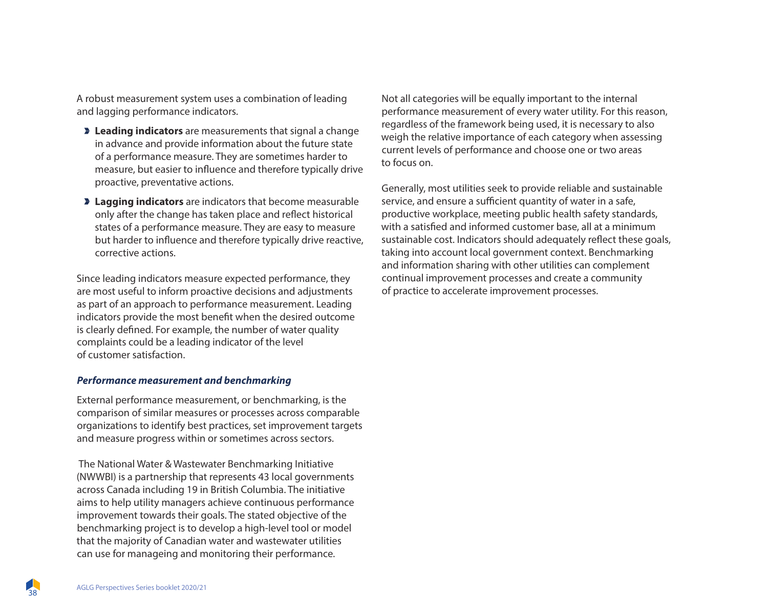A robust measurement system uses a combination of leading and lagging performance indicators.

- **Leading indicators** are measurements that signal a change in advance and provide information about the future state of a performance measure. They are sometimes harder to measure, but easier to influence and therefore typically drive proactive, preventative actions.
- **Lagging indicators** are indicators that become measurable only after the change has taken place and reflect historical states of a performance measure. They are easy to measure but harder to influence and therefore typically drive reactive, corrective actions.

Since leading indicators measure expected performance, they are most useful to inform proactive decisions and adjustments as part of an approach to performance measurement. Leading indicators provide the most benefit when the desired outcome is clearly defined. For example, the number of water quality complaints could be a leading indicator of the level of customer satisfaction.

***Performance measurement and benchmarking***

External performance measurement, or benchmarking, is the comparison of similar measures or processes across comparable organizations to identify best practices, set improvement targets and measure progress within or sometimes across sectors.

The National Water & Wastewater Benchmarking Initiative (NWWBI) is a partnership that represents 43 local governments across Canada including 19 in British Columbia. The initiative aims to help utility managers achieve continuous performance improvement towards their goals. The stated objective of the benchmarking project is to develop a high-level tool or model that the majority of Canadian water and wastewater utilities can use for manageing and monitoring their performance.

Not all categories will be equally important to the internal performance measurement of every water utility. For this reason, regardless of the framework being used, it is necessary to also weigh the relative importance of each category when assessing current levels of performance and choose one or two areas to focus on.

Generally, most utilities seek to provide reliable and sustainable service, and ensure a sufficient quantity of water in a safe, productive workplace, meeting public health safety standards, with a satisfied and informed customer base, all at a minimum sustainable cost. Indicators should adequately reflect these goals, taking into account local government context. Benchmarking and information sharing with other utilities can complement continual improvement processes and create a community of practice to accelerate improvement processes.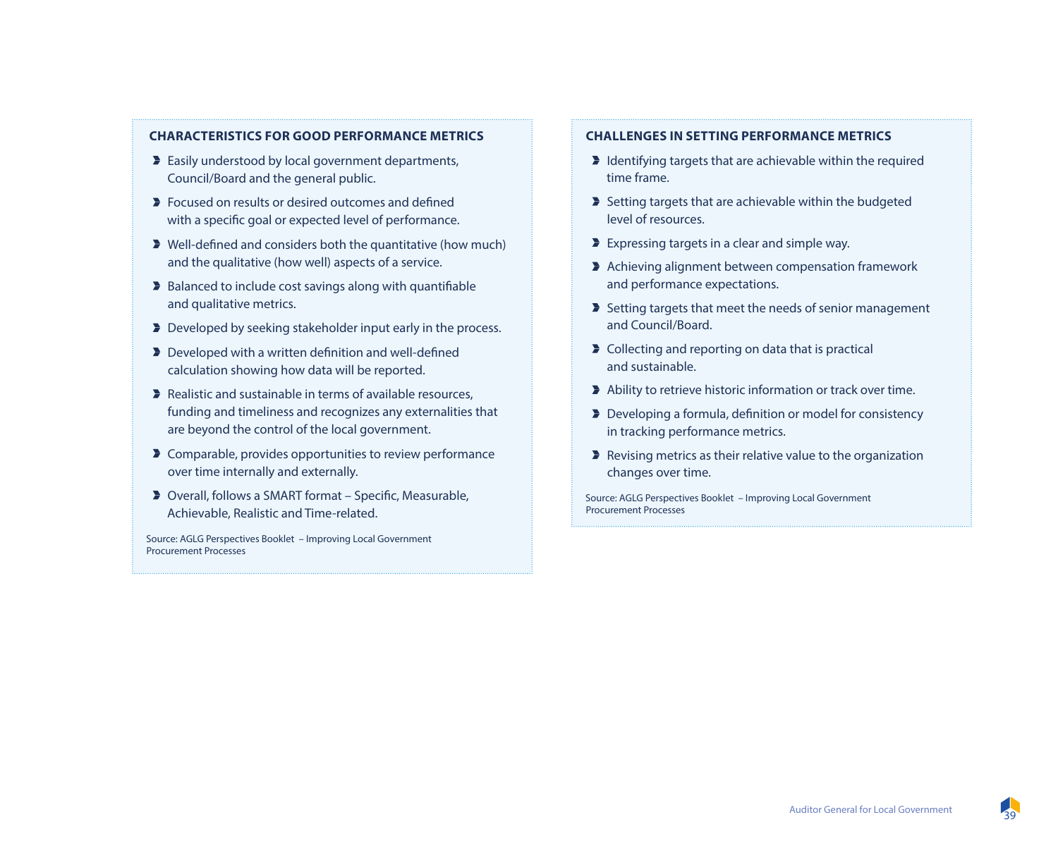### CHARACTERISTICS FOR GOOD PERFORMANCE METRICS

- Easily understood by local government departments, Council/Board and the general public.
- Focused on results or desired outcomes and defined with a specific goal or expected level of performance.
- Well-defined and considers both the quantitative (how much) and the qualitative (how well) aspects of a service.
- Balanced to include cost savings along with quantifiable and qualitative metrics.
- Developed by seeking stakeholder input early in the process.
- Developed with a written definition and well-defined calculation showing how data will be reported.
- Realistic and sustainable in terms of available resources, funding and timeliness and recognizes any externalities that are beyond the control of the local government.
- Comparable, provides opportunities to review performance over time internally and externally.
- Overall, follows a SMART format – Specific, Measurable, Achievable, Realistic and Time-related.

Source: AGLG Perspectives Booklet – Improving Local Government Procurement Processes

### CHALLENGES IN SETTING PERFORMANCE METRICS

- Identifying targets that are achievable within the required time frame.
- Setting targets that are achievable within the budgeted level of resources.
- Expressing targets in a clear and simple way.
- Achieving alignment between compensation framework and performance expectations.
- Setting targets that meet the needs of senior management and Council/Board.
- Collecting and reporting on data that is practical and sustainable.
- Ability to retrieve historic information or track over time.
- Developing a formula, definition or model for consistency in tracking performance metrics.
- Revising metrics as their relative value to the organization changes over time.

Source: AGLG Perspectives Booklet – Improving Local Government Procurement Processes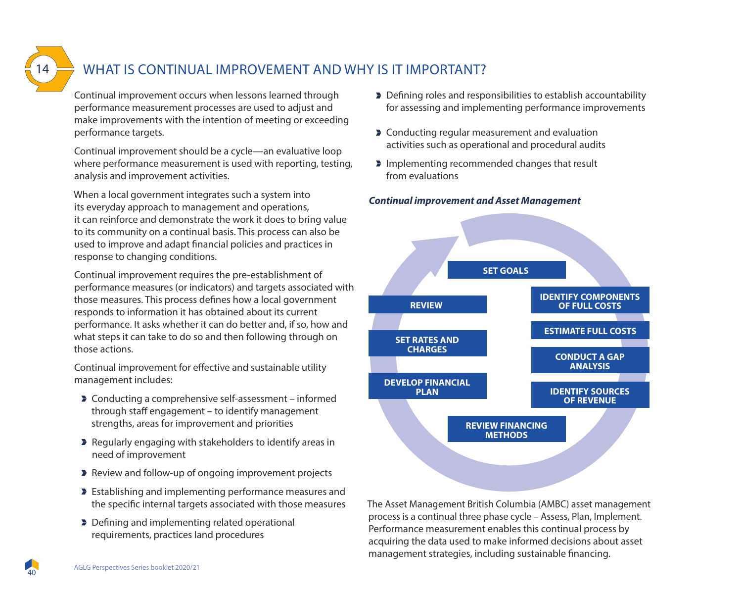## 14 WHAT IS CONTINUAL IMPROVEMENT AND WHY IS IT IMPORTANT?

Continual improvement occurs when lessons learned through performance measurement processes are used to adjust and make improvements with the intention of meeting or exceeding performance targets.

Continual improvement should be a cycle—an evaluative loop where performance measurement is used with reporting, testing, analysis and improvement activities.

When a local government integrates such a system into its everyday approach to management and operations, it can reinforce and demonstrate the work it does to bring value to its community on a continual basis. This process can also be used to improve and adapt financial policies and practices in response to changing conditions.

Continual improvement requires the pre-establishment of performance measures (or indicators) and targets associated with those measures. This process defines how a local government responds to information it has obtained about its current performance. It asks whether it can do better and, if so, how and what steps it can take to do so and then following through on those actions.

Continual improvement for effective and sustainable utility management includes:

- Conducting a comprehensive self-assessment – informed through staff engagement – to identify management strengths, areas for improvement and priorities
- Regularly engaging with stakeholders to identify areas in need of improvement
- Review and follow-up of ongoing improvement projects
- Establishing and implementing performance measures and the specific internal targets associated with those measures
- Defining and implementing related operational requirements, practices land procedures
- Defining roles and responsibilities to establish accountability for assessing and implementing performance improvements
- Conducting regular measurement and evaluation activities such as operational and procedural audits
- Implementing recommended changes that result from evaluations

***Continual improvement and Asset Management***

SET GOALS → IDENTIFY COMPONENTS OF FULL COSTS → ESTIMATE FULL COSTS → CONDUCT A GAP ANALYSIS → IDENTIFY SOURCES OF REVENUE → REVIEW FINANCING METHODS → DEVELOP FINANCIAL PLAN → SET RATES AND CHARGES → REVIEW

The Asset Management British Columbia (AMBC) asset management process is a continual three phase cycle – Assess, Plan, Implement. Performance measurement enables this continual process by acquiring the data used to make informed decisions about asset management strategies, including sustainable financing.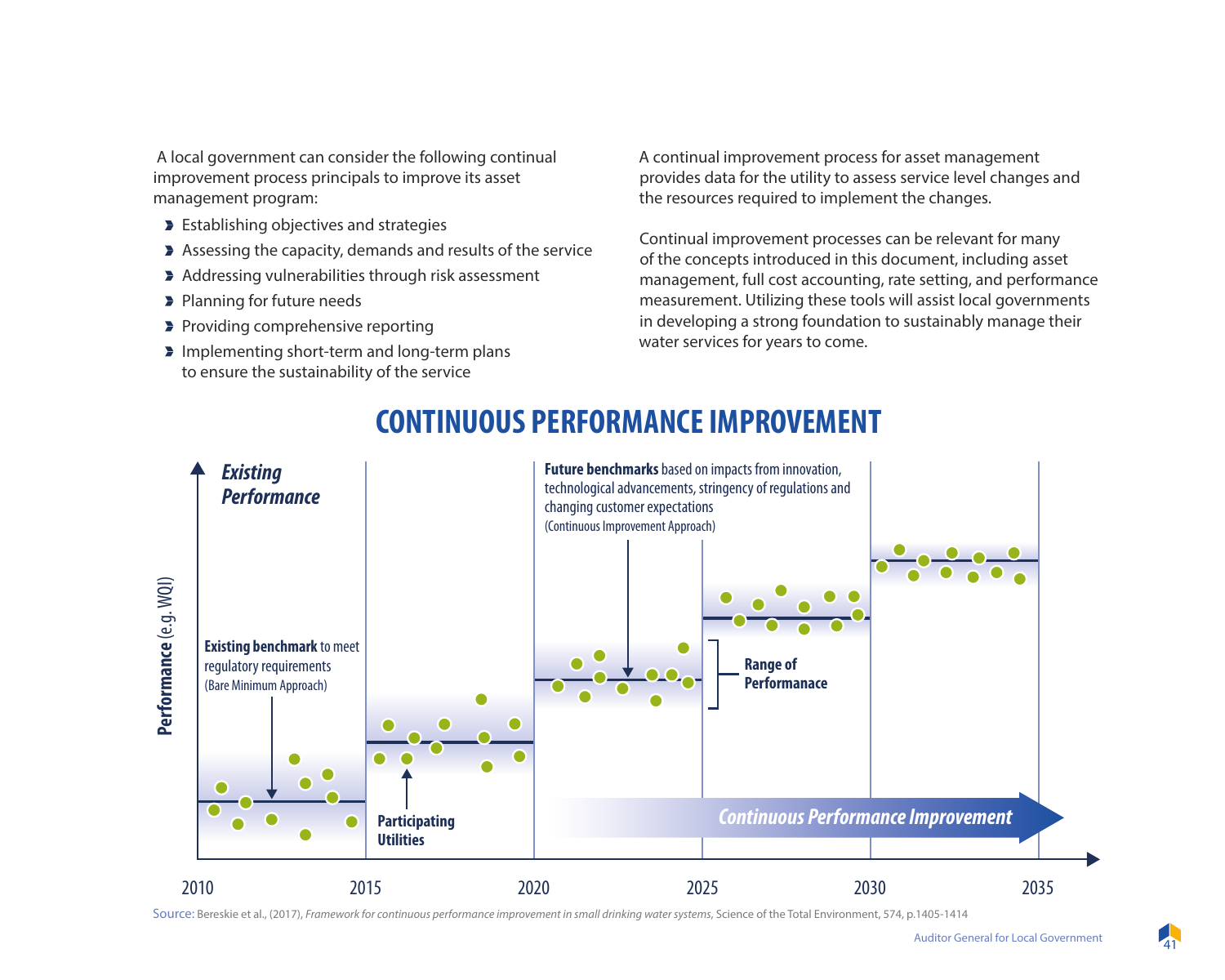A local government can consider the following continual improvement process principals to improve its asset management program:

- Establishing objectives and strategies
- Assessing the capacity, demands and results of the service
- Addressing vulnerabilities through risk assessment
- Planning for future needs
- Providing comprehensive reporting
- Implementing short-term and long-term plans to ensure the sustainability of the service

A continual improvement process for asset management provides data for the utility to assess service level changes and the resources required to implement the changes.

Continual improvement processes can be relevant for many of the concepts introduced in this document, including asset management, full cost accounting, rate setting, and performance measurement. Utilizing these tools will assist local governments in developing a strong foundation to sustainably manage their water services for years to come.

## CONTINUOUS PERFORMANCE IMPROVEMENT

*Existing Performance*

**Performance** (e.g. WQI)

**Existing benchmark** to meet regulatory requirements (Bare Minimum Approach)

**Participating Utilities**

**Future benchmarks** based on impacts from innovation, technological advancements, stringency of regulations and changing customer expectations (Continuous Improvement Approach)

**Range of Performanace**

*Continuous Performance Improvement*

2010 2015 2020 2025 2030 2035

Source: Bereskie et al., (2017), *Framework for continuous performance improvement in small drinking water systems*, Science of the Total Environment, 574, p.1405-1414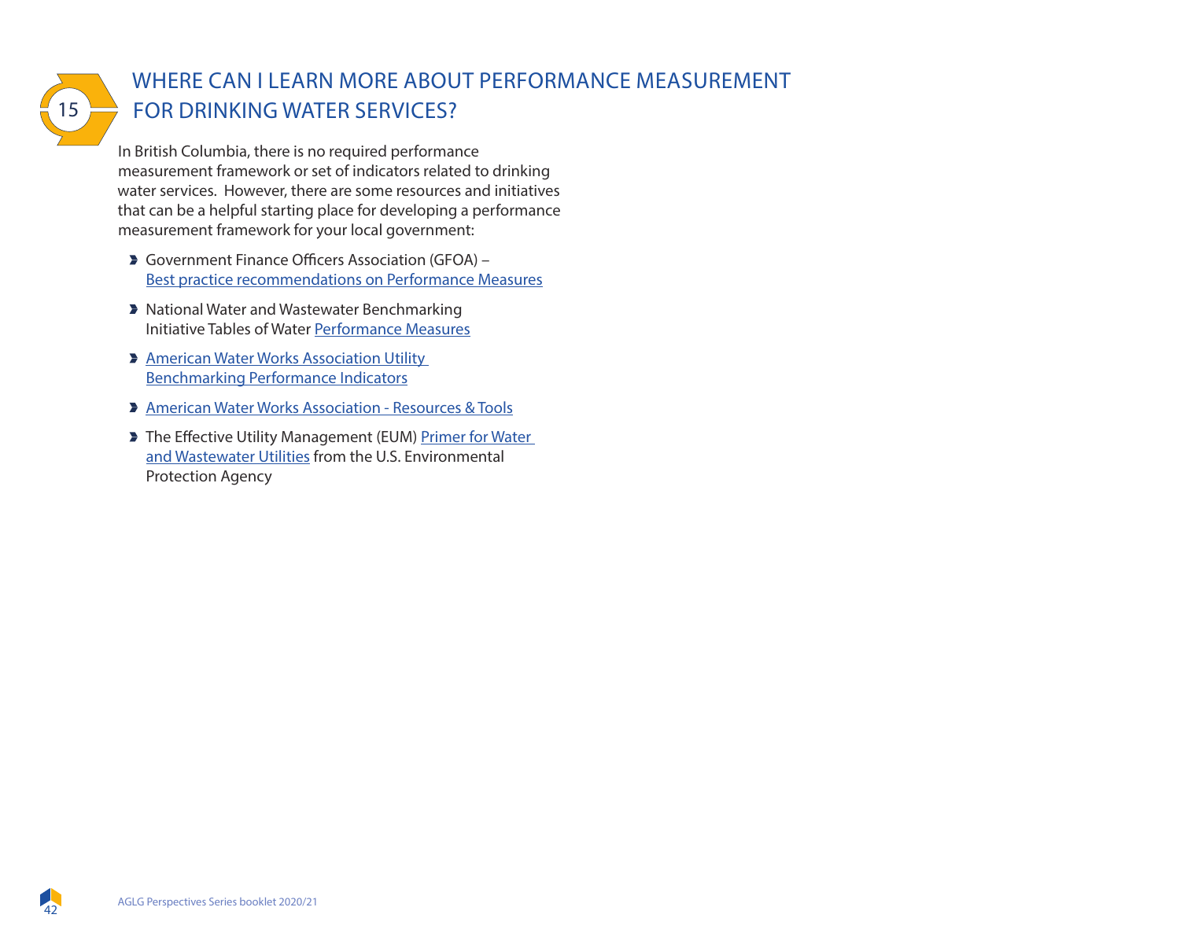## 15 WHERE CAN I LEARN MORE ABOUT PERFORMANCE MEASUREMENT FOR DRINKING WATER SERVICES?

In British Columbia, there is no required performance measurement framework or set of indicators related to drinking water services. However, there are some resources and initiatives that can be a helpful starting place for developing a performance measurement framework for your local government:

- Government Finance Officers Association (GFOA) – Best practice recommendations on Performance Measures
- National Water and Wastewater Benchmarking Initiative Tables of Water Performance Measures
- American Water Works Association Utility Benchmarking Performance Indicators
- American Water Works Association - Resources & Tools
- The Effective Utility Management (EUM) Primer for Water and Wastewater Utilities from the U.S. Environmental Protection Agency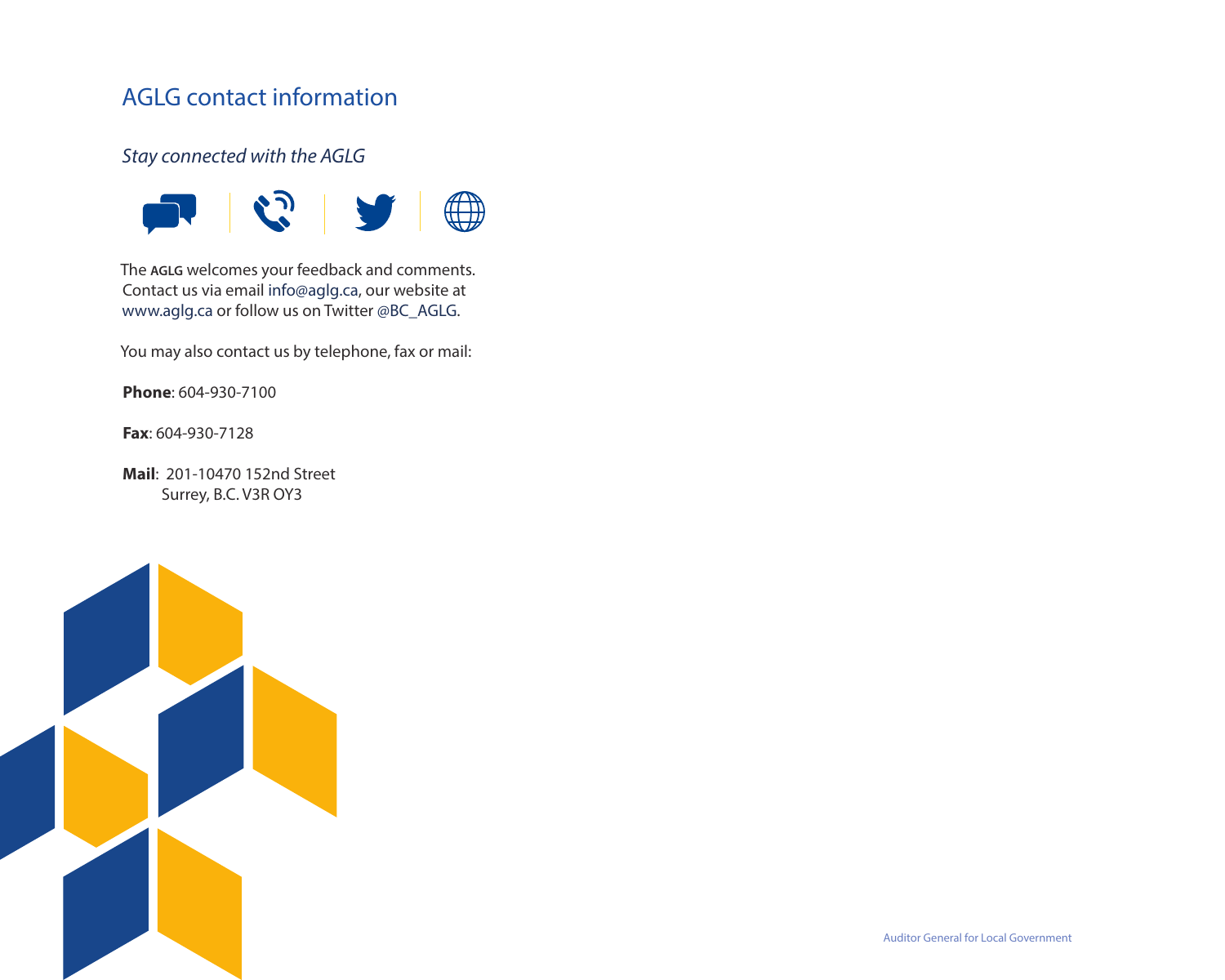## AGLG contact information

*Stay connected with the AGLG*

The AGLG welcomes your feedback and comments. Contact us via email info@aglg.ca, our website at www.aglg.ca or follow us on Twitter @BC_AGLG.

You may also contact us by telephone, fax or mail:

**Phone**: 604-930-7100

**Fax**: 604-930-7128

**Mail**: 201-10470 152nd Street
Surrey, B.C. V3R OY3